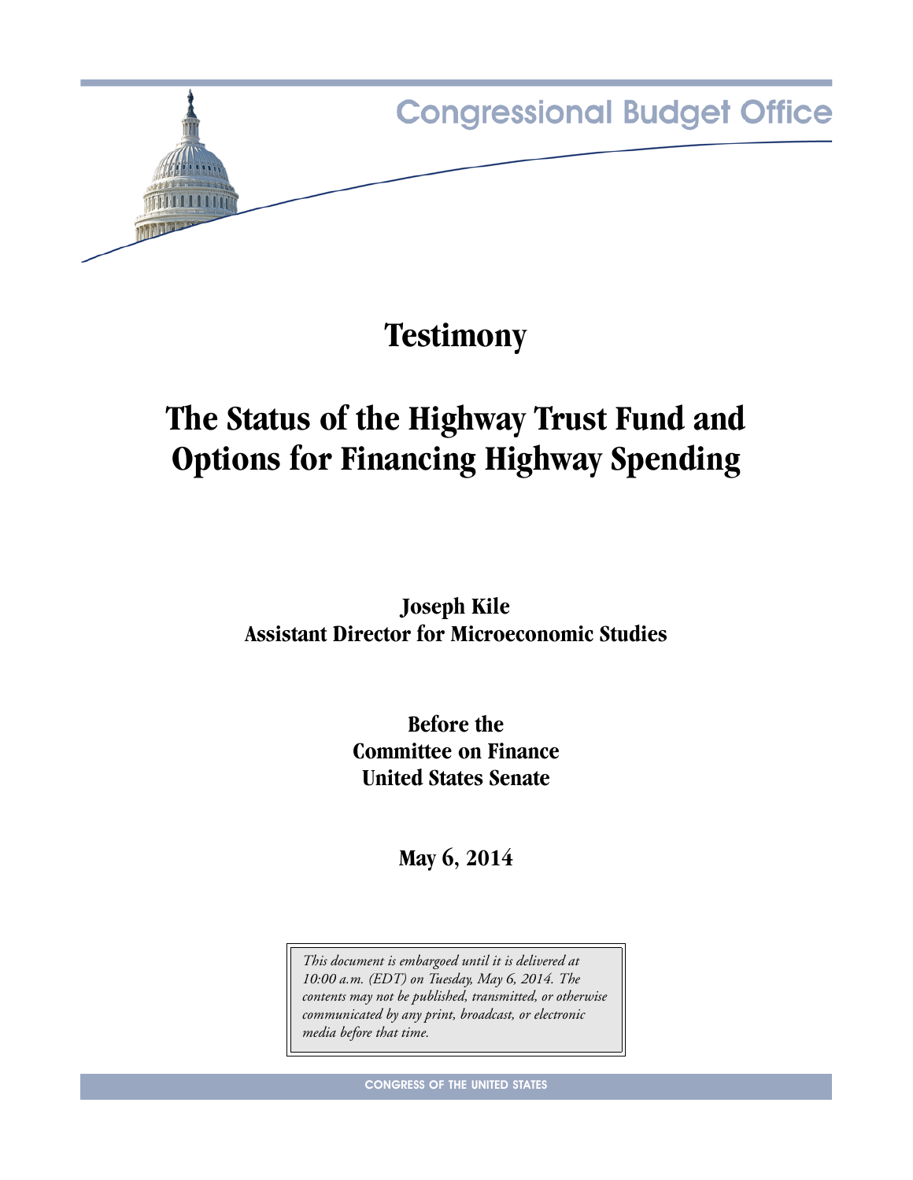Congressional Budget Office

# Testimony

# The Status of the Highway Trust Fund and Options for Financing Highway Spending

**Joseph Kile**
**Assistant Director for Microeconomic Studies**

**Before the**
**Committee on Finance**
**United States Senate**

**May 6, 2014**

*This document is embargoed until it is delivered at 10:00 a.m. (EDT) on Tuesday, May 6, 2014. The contents may not be published, transmitted, or otherwise communicated by any print, broadcast, or electronic media before that time.*

CONGRESS OF THE UNITED STATES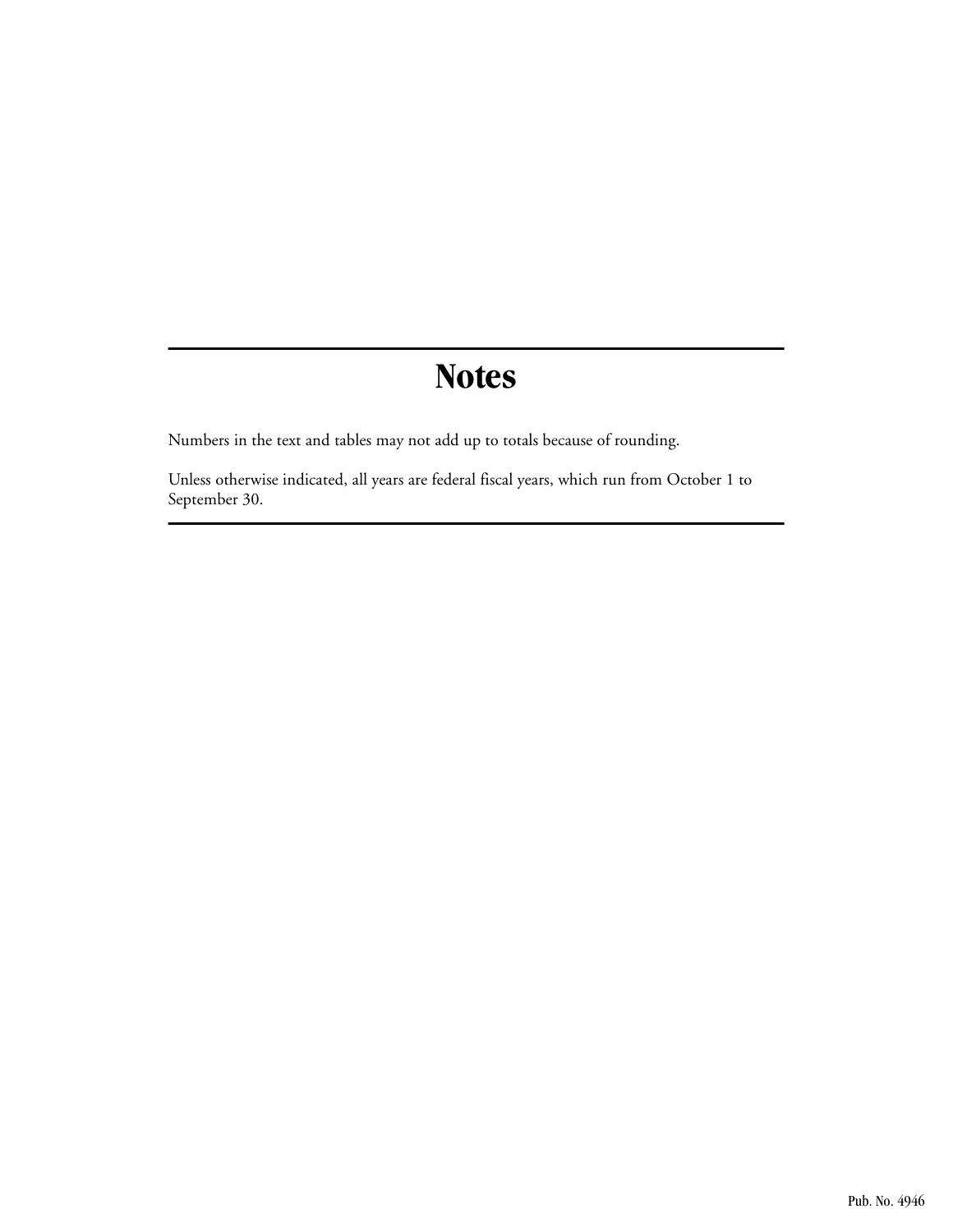# Notes

Numbers in the text and tables may not add up to totals because of rounding.

Unless otherwise indicated, all years are federal fiscal years, which run from October 1 to September 30.

Pub. No. 4946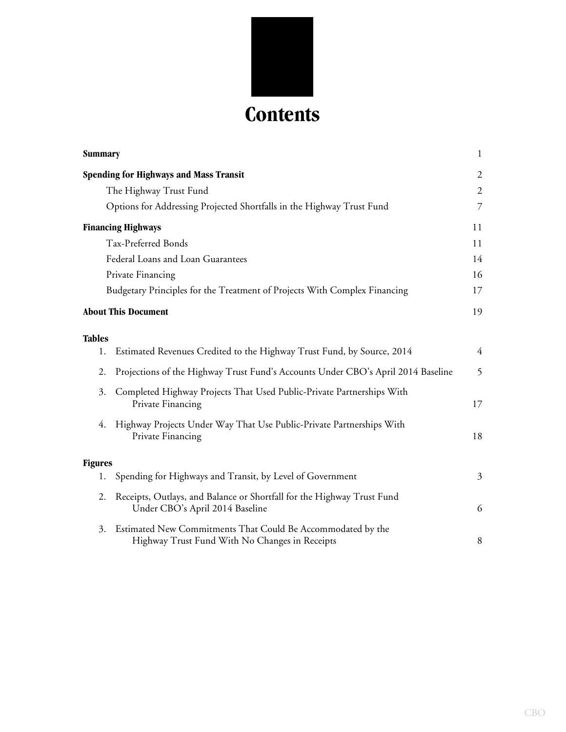# Contents

| | |
|---|---|
| **Summary** | 1 |
| **Spending for Highways and Mass Transit** | 2 |
| The Highway Trust Fund | 2 |
| Options for Addressing Projected Shortfalls in the Highway Trust Fund | 7 |
| **Financing Highways** | 11 |
| Tax-Preferred Bonds | 11 |
| Federal Loans and Loan Guarantees | 14 |
| Private Financing | 16 |
| Budgetary Principles for the Treatment of Projects With Complex Financing | 17 |
| **About This Document** | 19 |

**Tables**

| | | |
|---|---|---|
| 1. | Estimated Revenues Credited to the Highway Trust Fund, by Source, 2014 | 4 |
| 2. | Projections of the Highway Trust Fund's Accounts Under CBO's April 2014 Baseline | 5 |
| 3. | Completed Highway Projects That Used Public-Private Partnerships With Private Financing | 17 |
| 4. | Highway Projects Under Way That Use Public-Private Partnerships With Private Financing | 18 |

**Figures**

| | | |
|---|---|---|
| 1. | Spending for Highways and Transit, by Level of Government | 3 |
| 2. | Receipts, Outlays, and Balance or Shortfall for the Highway Trust Fund Under CBO's April 2014 Baseline | 6 |
| 3. | Estimated New Commitments That Could Be Accommodated by the Highway Trust Fund With No Changes in Receipts | 8 |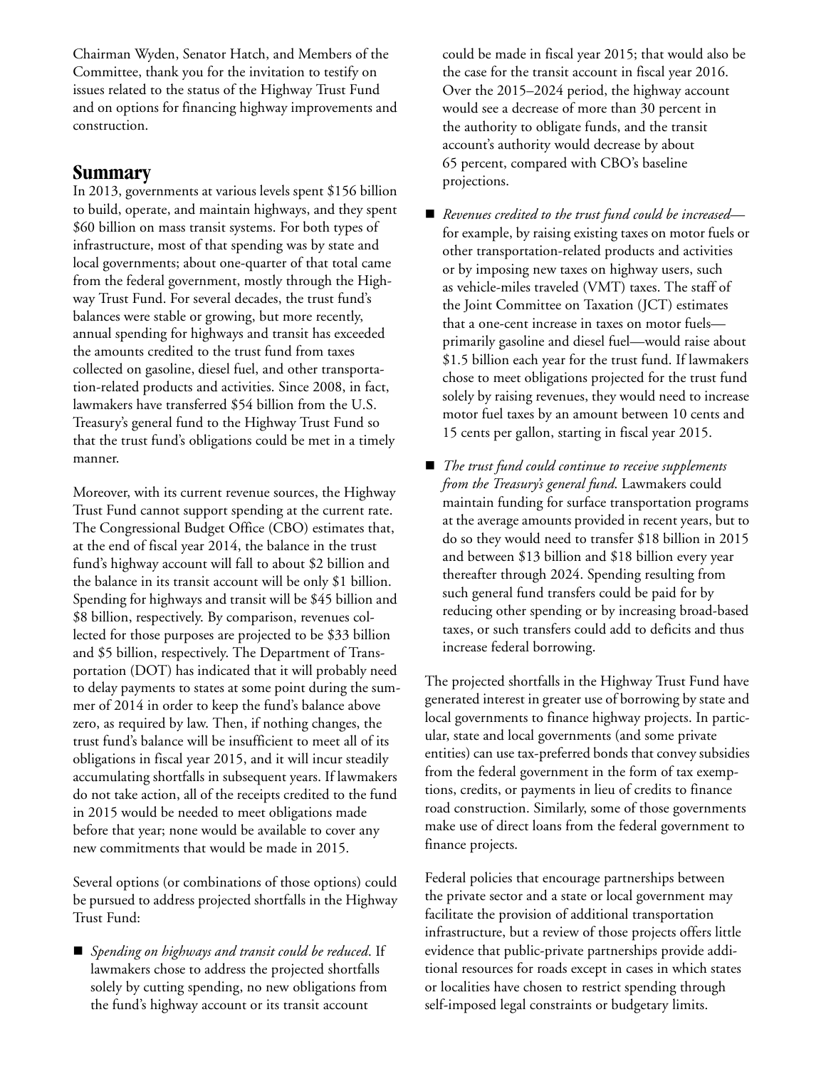Chairman Wyden, Senator Hatch, and Members of the Committee, thank you for the invitation to testify on issues related to the status of the Highway Trust Fund and on options for financing highway improvements and construction.

## Summary

In 2013, governments at various levels spent $156 billion to build, operate, and maintain highways, and they spent $60 billion on mass transit systems. For both types of infrastructure, most of that spending was by state and local governments; about one-quarter of that total came from the federal government, mostly through the Highway Trust Fund. For several decades, the trust fund's balances were stable or growing, but more recently, annual spending for highways and transit has exceeded the amounts credited to the trust fund from taxes collected on gasoline, diesel fuel, and other transportation-related products and activities. Since 2008, in fact, lawmakers have transferred $54 billion from the U.S. Treasury's general fund to the Highway Trust Fund so that the trust fund's obligations could be met in a timely manner.

Moreover, with its current revenue sources, the Highway Trust Fund cannot support spending at the current rate. The Congressional Budget Office (CBO) estimates that, at the end of fiscal year 2014, the balance in the trust fund's highway account will fall to about $2 billion and the balance in its transit account will be only $1 billion. Spending for highways and transit will be $45 billion and $8 billion, respectively. By comparison, revenues collected for those purposes are projected to be $33 billion and $5 billion, respectively. The Department of Transportation (DOT) has indicated that it will probably need to delay payments to states at some point during the summer of 2014 in order to keep the fund's balance above zero, as required by law. Then, if nothing changes, the trust fund's balance will be insufficient to meet all of its obligations in fiscal year 2015, and it will incur steadily accumulating shortfalls in subsequent years. If lawmakers do not take action, all of the receipts credited to the fund in 2015 would be needed to meet obligations made before that year; none would be available to cover any new commitments that would be made in 2015.

Several options (or combinations of those options) could be pursued to address projected shortfalls in the Highway Trust Fund:

- *Spending on highways and transit could be reduced*. If lawmakers chose to address the projected shortfalls solely by cutting spending, no new obligations from the fund's highway account or its transit account could be made in fiscal year 2015; that would also be the case for the transit account in fiscal year 2016. Over the 2015–2024 period, the highway account would see a decrease of more than 30 percent in the authority to obligate funds, and the transit account's authority would decrease by about 65 percent, compared with CBO's baseline projections.
- *Revenues credited to the trust fund could be increased*—for example, by raising existing taxes on motor fuels or other transportation-related products and activities or by imposing new taxes on highway users, such as vehicle-miles traveled (VMT) taxes. The staff of the Joint Committee on Taxation (JCT) estimates that a one-cent increase in taxes on motor fuels—primarily gasoline and diesel fuel—would raise about $1.5 billion each year for the trust fund. If lawmakers chose to meet obligations projected for the trust fund solely by raising revenues, they would need to increase motor fuel taxes by an amount between 10 cents and 15 cents per gallon, starting in fiscal year 2015.
- *The trust fund could continue to receive supplements from the Treasury's general fund*. Lawmakers could maintain funding for surface transportation programs at the average amounts provided in recent years, but to do so they would need to transfer $18 billion in 2015 and between $13 billion and $18 billion every year thereafter through 2024. Spending resulting from such general fund transfers could be paid for by reducing other spending or by increasing broad-based taxes, or such transfers could add to deficits and thus increase federal borrowing.

The projected shortfalls in the Highway Trust Fund have generated interest in greater use of borrowing by state and local governments to finance highway projects. In particular, state and local governments (and some private entities) can use tax-preferred bonds that convey subsidies from the federal government in the form of tax exemptions, credits, or payments in lieu of credits to finance road construction. Similarly, some of those governments make use of direct loans from the federal government to finance projects.

Federal policies that encourage partnerships between the private sector and a state or local government may facilitate the provision of additional transportation infrastructure, but a review of those projects offers little evidence that public-private partnerships provide additional resources for roads except in cases in which states or localities have chosen to restrict spending through self-imposed legal constraints or budgetary limits.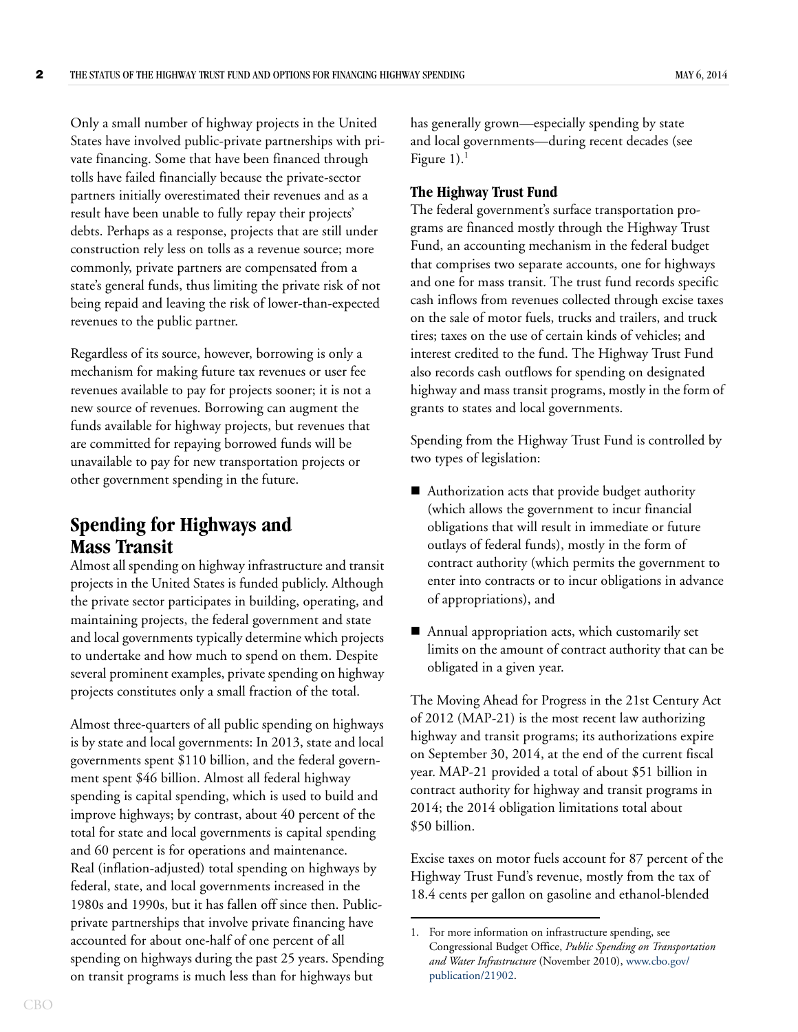Only a small number of highway projects in the United States have involved public-private partnerships with private financing. Some that have been financed through tolls have failed financially because the private-sector partners initially overestimated their revenues and as a result have been unable to fully repay their projects' debts. Perhaps as a response, projects that are still under construction rely less on tolls as a revenue source; more commonly, private partners are compensated from a state's general funds, thus limiting the private risk of not being repaid and leaving the risk of lower-than-expected revenues to the public partner.

Regardless of its source, however, borrowing is only a mechanism for making future tax revenues or user fee revenues available to pay for projects sooner; it is not a new source of revenues. Borrowing can augment the funds available for highway projects, but revenues that are committed for repaying borrowed funds will be unavailable to pay for new transportation projects or other government spending in the future.

## Spending for Highways and Mass Transit

Almost all spending on highway infrastructure and transit projects in the United States is funded publicly. Although the private sector participates in building, operating, and maintaining projects, the federal government and state and local governments typically determine which projects to undertake and how much to spend on them. Despite several prominent examples, private spending on highway projects constitutes only a small fraction of the total.

Almost three-quarters of all public spending on highways is by state and local governments: In 2013, state and local governments spent $110 billion, and the federal government spent $46 billion. Almost all federal highway spending is capital spending, which is used to build and improve highways; by contrast, about 40 percent of the total for state and local governments is capital spending and 60 percent is for operations and maintenance. Real (inflation-adjusted) total spending on highways by federal, state, and local governments increased in the 1980s and 1990s, but it has fallen off since then. Public-private partnerships that involve private financing have accounted for about one-half of one percent of all spending on highways during the past 25 years. Spending on transit programs is much less than for highways but has generally grown—especially spending by state and local governments—during recent decades (see Figure 1).[1]

### The Highway Trust Fund

The federal government's surface transportation programs are financed mostly through the Highway Trust Fund, an accounting mechanism in the federal budget that comprises two separate accounts, one for highways and one for mass transit. The trust fund records specific cash inflows from revenues collected through excise taxes on the sale of motor fuels, trucks and trailers, and truck tires; taxes on the use of certain kinds of vehicles; and interest credited to the fund. The Highway Trust Fund also records cash outflows for spending on designated highway and mass transit programs, mostly in the form of grants to states and local governments.

Spending from the Highway Trust Fund is controlled by two types of legislation:

- Authorization acts that provide budget authority (which allows the government to incur financial obligations that will result in immediate or future outlays of federal funds), mostly in the form of contract authority (which permits the government to enter into contracts or to incur obligations in advance of appropriations), and
- Annual appropriation acts, which customarily set limits on the amount of contract authority that can be obligated in a given year.

The Moving Ahead for Progress in the 21st Century Act of 2012 (MAP-21) is the most recent law authorizing highway and transit programs; its authorizations expire on September 30, 2014, at the end of the current fiscal year. MAP-21 provided a total of about $51 billion in contract authority for highway and transit programs in 2014; the 2014 obligation limitations total about $50 billion.

Excise taxes on motor fuels account for 87 percent of the Highway Trust Fund's revenue, mostly from the tax of 18.4 cents per gallon on gasoline and ethanol-blended

---

1. For more information on infrastructure spending, see Congressional Budget Office, *Public Spending on Transportation and Water Infrastructure* (November 2010), www.cbo.gov/publication/21902.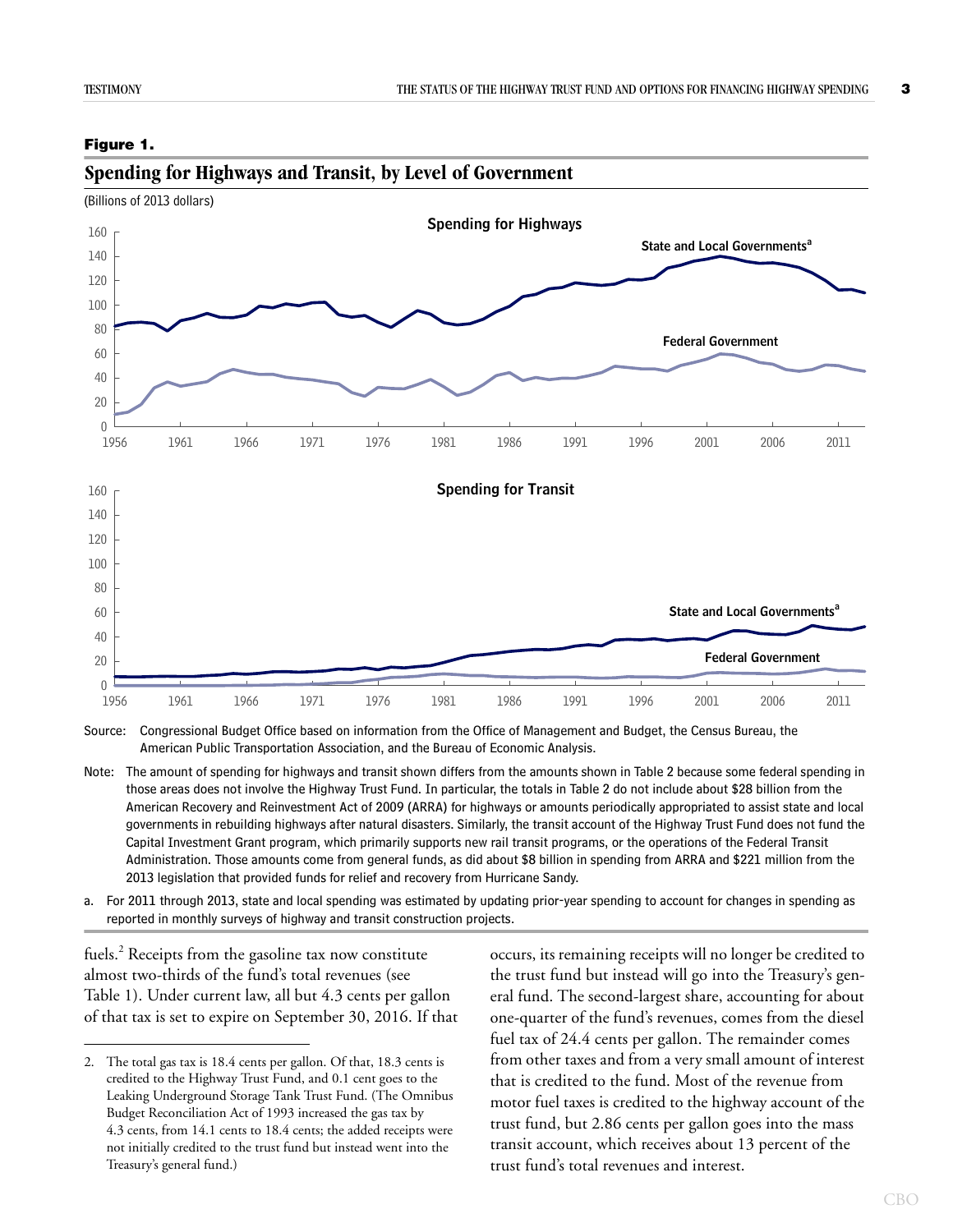**Figure 1.**

## Spending for Highways and Transit, by Level of Government

(Billions of 2013 dollars)

Source: Congressional Budget Office based on information from the Office of Management and Budget, the Census Bureau, the American Public Transportation Association, and the Bureau of Economic Analysis.

Note: The amount of spending for highways and transit shown differs from the amounts shown in Table 2 because some federal spending in those areas does not involve the Highway Trust Fund. In particular, the totals in Table 2 do not include about $28 billion from the American Recovery and Reinvestment Act of 2009 (ARRA) for highways or amounts periodically appropriated to assist state and local governments in rebuilding highways after natural disasters. Similarly, the transit account of the Highway Trust Fund does not fund the Capital Investment Grant program, which primarily supports new rail transit programs, or the operations of the Federal Transit Administration. Those amounts come from general funds, as did about $8 billion in spending from ARRA and $221 million from the 2013 legislation that provided funds for relief and recovery from Hurricane Sandy.

a. For 2011 through 2013, state and local spending was estimated by updating prior-year spending to account for changes in spending as reported in monthly surveys of highway and transit construction projects.

fuels.[2] Receipts from the gasoline tax now constitute almost two-thirds of the fund's total revenues (see Table 1). Under current law, all but 4.3 cents per gallon of that tax is set to expire on September 30, 2016. If that occurs, its remaining receipts will no longer be credited to the trust fund but instead will go into the Treasury's general fund. The second-largest share, accounting for about one-quarter of the fund's revenues, comes from the diesel fuel tax of 24.4 cents per gallon. The remainder comes from other taxes and from a very small amount of interest that is credited to the fund. Most of the revenue from motor fuel taxes is credited to the highway account of the trust fund, but 2.86 cents per gallon goes into the mass transit account, which receives about 13 percent of the trust fund's total revenues and interest.

---

2. The total gas tax is 18.4 cents per gallon. Of that, 18.3 cents is credited to the Highway Trust Fund, and 0.1 cent goes to the Leaking Underground Storage Tank Trust Fund. (The Omnibus Budget Reconciliation Act of 1993 increased the gas tax by 4.3 cents, from 14.1 cents to 18.4 cents; the added receipts were not initially credited to the trust fund but instead went into the Treasury's general fund.)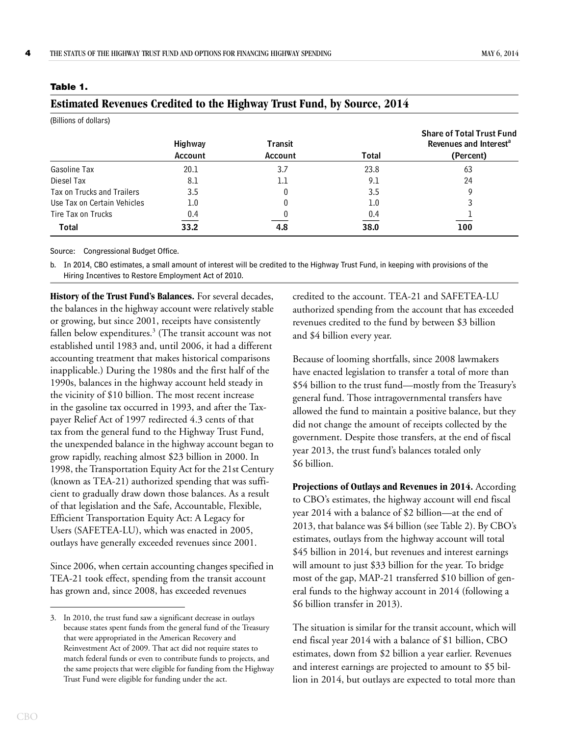**Table 1.**

**Estimated Revenues Credited to the Highway Trust Fund, by Source, 2014**

(Billions of dollars)

| | Highway Account | Transit Account | Total | Share of Total Trust Fund Revenues and Interest[a] (Percent) |
|---|---|---|---|---|
| Gasoline Tax | 20.1 | 3.7 | 23.8 | 63 |
| Diesel Tax | 8.1 | 1.1 | 9.1 | 24 |
| Tax on Trucks and Trailers | 3.5 | 0 | 3.5 | 9 |
| Use Tax on Certain Vehicles | 1.0 | 0 | 1.0 | 3 |
| Tire Tax on Trucks | 0.4 | 0 | 0.4 | 1 |
| **Total** | **33.2** | **4.8** | **38.0** | **100** |

Source: Congressional Budget Office.

b. In 2014, CBO estimates, a small amount of interest will be credited to the Highway Trust Fund, in keeping with provisions of the Hiring Incentives to Restore Employment Act of 2010.

**History of the Trust Fund's Balances.** For several decades, the balances in the highway account were relatively stable or growing, but since 2001, receipts have consistently fallen below expenditures.[3] (The transit account was not established until 1983 and, until 2006, it had a different accounting treatment that makes historical comparisons inapplicable.) During the 1980s and the first half of the 1990s, balances in the highway account held steady in the vicinity of $10 billion. The most recent increase in the gasoline tax occurred in 1993, and after the Taxpayer Relief Act of 1997 redirected 4.3 cents of that tax from the general fund to the Highway Trust Fund, the unexpended balance in the highway account began to grow rapidly, reaching almost $23 billion in 2000. In 1998, the Transportation Equity Act for the 21st Century (known as TEA-21) authorized spending that was sufficient to gradually draw down those balances. As a result of that legislation and the Safe, Accountable, Flexible, Efficient Transportation Equity Act: A Legacy for Users (SAFETEA-LU), which was enacted in 2005, outlays have generally exceeded revenues since 2001.

Since 2006, when certain accounting changes specified in TEA-21 took effect, spending from the transit account has grown and, since 2008, has exceeded revenues credited to the account. TEA-21 and SAFETEA-LU authorized spending from the account that has exceeded revenues credited to the fund by between $3 billion and $4 billion every year.

Because of looming shortfalls, since 2008 lawmakers have enacted legislation to transfer a total of more than $54 billion to the trust fund—mostly from the Treasury's general fund. Those intragovernmental transfers have allowed the fund to maintain a positive balance, but they did not change the amount of receipts collected by the government. Despite those transfers, at the end of fiscal year 2013, the trust fund's balances totaled only $6 billion.

**Projections of Outlays and Revenues in 2014.** According to CBO's estimates, the highway account will end fiscal year 2014 with a balance of $2 billion—at the end of 2013, that balance was $4 billion (see Table 2). By CBO's estimates, outlays from the highway account will total $45 billion in 2014, but revenues and interest earnings will amount to just $33 billion for the year. To bridge most of the gap, MAP-21 transferred $10 billion of general funds to the highway account in 2014 (following a $6 billion transfer in 2013).

The situation is similar for the transit account, which will end fiscal year 2014 with a balance of $1 billion, CBO estimates, down from $2 billion a year earlier. Revenues and interest earnings are projected to amount to $5 billion in 2014, but outlays are expected to total more than

3. In 2010, the trust fund saw a significant decrease in outlays because states spent funds from the general fund of the Treasury that were appropriated in the American Recovery and Reinvestment Act of 2009. That act did not require states to match federal funds or even to contribute funds to projects, and the same projects that were eligible for funding from the Highway Trust Fund were eligible for funding under the act.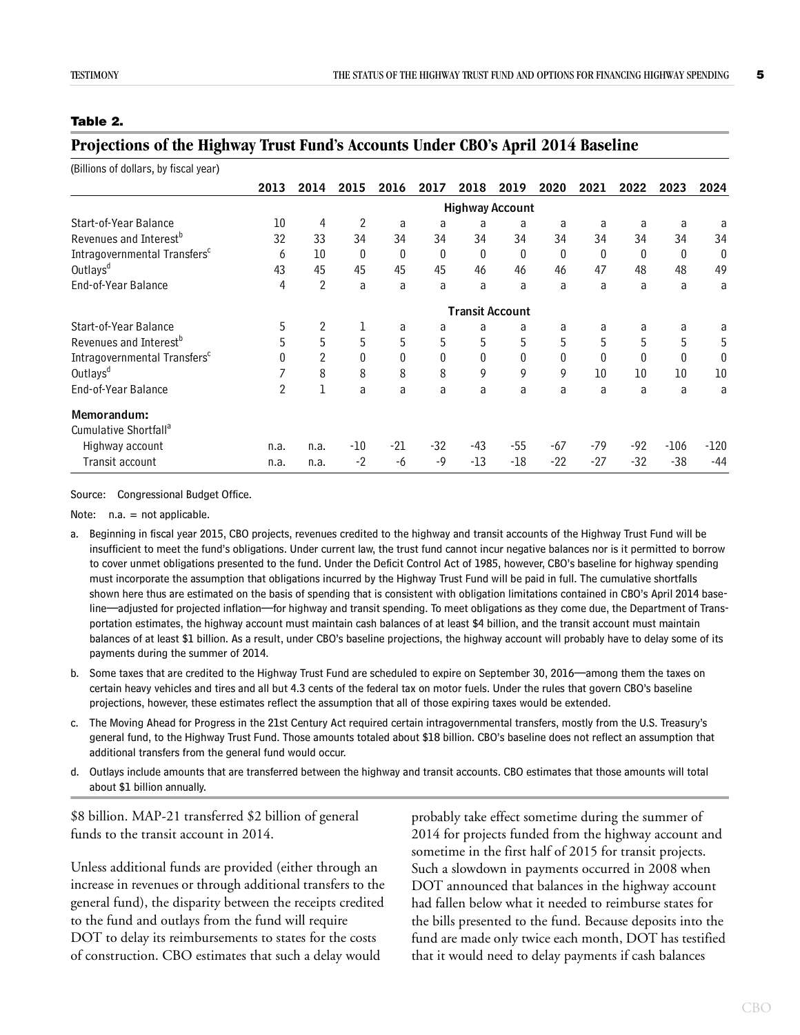**Table 2.**

## Projections of the Highway Trust Fund's Accounts Under CBO's April 2014 Baseline

(Billions of dollars, by fiscal year)

| | 2013 | 2014 | 2015 | 2016 | 2017 | 2018 | 2019 | 2020 | 2021 | 2022 | 2023 | 2024 |
|---|---|---|---|---|---|---|---|---|---|---|---|---|
| **Highway Account** | | | | | | | | | | | | |
| Start-of-Year Balance | 10 | 4 | 2 | a | a | a | a | a | a | a | a | a |
| Revenues and Interest[b] | 32 | 33 | 34 | 34 | 34 | 34 | 34 | 34 | 34 | 34 | 34 | 34 |
| Intragovernmental Transfers[c] | 6 | 10 | 0 | 0 | 0 | 0 | 0 | 0 | 0 | 0 | 0 | 0 |
| Outlays[d] | 43 | 45 | 45 | 45 | 45 | 46 | 46 | 46 | 47 | 48 | 48 | 49 |
| End-of-Year Balance | 4 | 2 | a | a | a | a | a | a | a | a | a | a |
| **Transit Account** | | | | | | | | | | | | |
| Start-of-Year Balance | 5 | 2 | 1 | a | a | a | a | a | a | a | a | a |
| Revenues and Interest[b] | 5 | 5 | 5 | 5 | 5 | 5 | 5 | 5 | 5 | 5 | 5 | 5 |
| Intragovernmental Transfers[c] | 0 | 2 | 0 | 0 | 0 | 0 | 0 | 0 | 0 | 0 | 0 | 0 |
| Outlays[d] | 7 | 8 | 8 | 8 | 8 | 9 | 9 | 9 | 10 | 10 | 10 | 10 |
| End-of-Year Balance | 2 | 1 | a | a | a | a | a | a | a | a | a | a |
| **Memorandum:** | | | | | | | | | | | | |
| Cumulative Shortfall[a] | | | | | | | | | | | | |
| Highway account | n.a. | n.a. | -10 | -21 | -32 | -43 | -55 | -67 | -79 | -92 | -106 | -120 |
| Transit account | n.a. | n.a. | -2 | -6 | -9 | -13 | -18 | -22 | -27 | -32 | -38 | -44 |

Source: Congressional Budget Office.

Note: n.a. = not applicable.

a. Beginning in fiscal year 2015, CBO projects, revenues credited to the highway and transit accounts of the Highway Trust Fund will be insufficient to meet the fund's obligations. Under current law, the trust fund cannot incur negative balances nor is it permitted to borrow to cover unmet obligations presented to the fund. Under the Deficit Control Act of 1985, however, CBO's baseline for highway spending must incorporate the assumption that obligations incurred by the Highway Trust Fund will be paid in full. The cumulative shortfalls shown here thus are estimated on the basis of spending that is consistent with obligation limitations contained in CBO's April 2014 baseline—adjusted for projected inflation—for highway and transit spending. To meet obligations as they come due, the Department of Transportation estimates, the highway account must maintain cash balances of at least $4 billion, and the transit account must maintain balances of at least $1 billion. As a result, under CBO's baseline projections, the highway account will probably have to delay some of its payments during the summer of 2014.

b. Some taxes that are credited to the Highway Trust Fund are scheduled to expire on September 30, 2016—among them the taxes on certain heavy vehicles and tires and all but 4.3 cents of the federal tax on motor fuels. Under the rules that govern CBO's baseline projections, however, these estimates reflect the assumption that all of those expiring taxes would be extended.

c. The Moving Ahead for Progress in the 21st Century Act required certain intragovernmental transfers, mostly from the U.S. Treasury's general fund, to the Highway Trust Fund. Those amounts totaled about $18 billion. CBO's baseline does not reflect an assumption that additional transfers from the general fund would occur.

d. Outlays include amounts that are transferred between the highway and transit accounts. CBO estimates that those amounts will total about $1 billion annually.

$8 billion. MAP-21 transferred $2 billion of general funds to the transit account in 2014.

Unless additional funds are provided (either through an increase in revenues or through additional transfers to the general fund), the disparity between the receipts credited to the fund and outlays from the fund will require DOT to delay its reimbursements to states for the costs of construction. CBO estimates that such a delay would probably take effect sometime during the summer of 2014 for projects funded from the highway account and sometime in the first half of 2015 for transit projects. Such a slowdown in payments occurred in 2008 when DOT announced that balances in the highway account had fallen below what it needed to reimburse states for the bills presented to the fund. Because deposits into the fund are made only twice each month, DOT has testified that it would need to delay payments if cash balances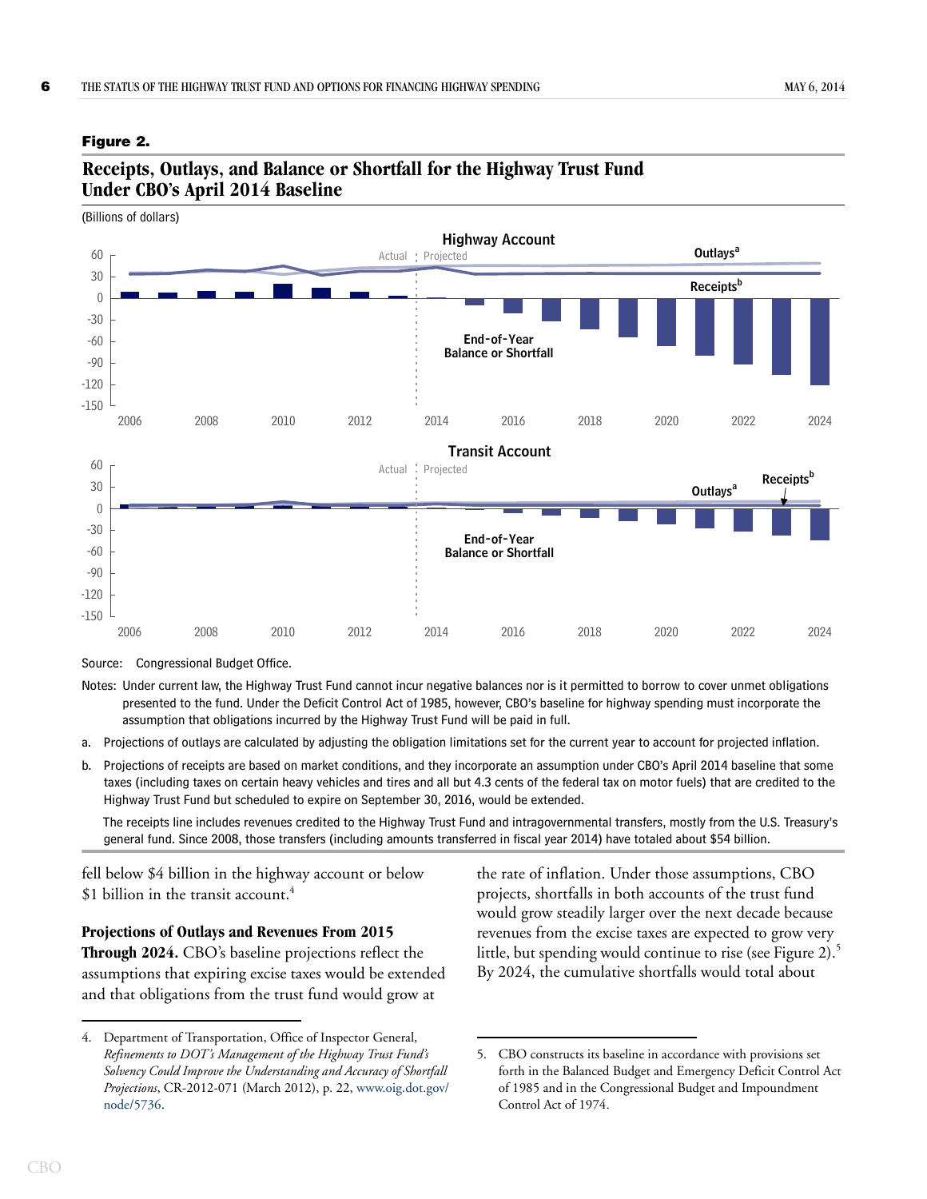**Figure 2.**

## Receipts, Outlays, and Balance or Shortfall for the Highway Trust Fund Under CBO's April 2014 Baseline

(Billions of dollars)

Source: Congressional Budget Office.

Notes: Under current law, the Highway Trust Fund cannot incur negative balances nor is it permitted to borrow to cover unmet obligations presented to the fund. Under the Deficit Control Act of 1985, however, CBO's baseline for highway spending must incorporate the assumption that obligations incurred by the Highway Trust Fund will be paid in full.

a. Projections of outlays are calculated by adjusting the obligation limitations set for the current year to account for projected inflation.

b. Projections of receipts are based on market conditions, and they incorporate an assumption under CBO's April 2014 baseline that some taxes (including taxes on certain heavy vehicles and tires and all but 4.3 cents of the federal tax on motor fuels) that are credited to the Highway Trust Fund but scheduled to expire on September 30, 2016, would be extended.

The receipts line includes revenues credited to the Highway Trust Fund and intragovernmental transfers, mostly from the U.S. Treasury's general fund. Since 2008, those transfers (including amounts transferred in fiscal year 2014) have totaled about $54 billion.

fell below $4 billion in the highway account or below $1 billion in the transit account.[4]

**Projections of Outlays and Revenues From 2015 Through 2024.** CBO's baseline projections reflect the assumptions that expiring excise taxes would be extended and that obligations from the trust fund would grow at the rate of inflation. Under those assumptions, CBO projects, shortfalls in both accounts of the trust fund would grow steadily larger over the next decade because revenues from the excise taxes are expected to grow very little, but spending would continue to rise (see Figure 2).[5] By 2024, the cumulative shortfalls would total about

---

4. Department of Transportation, Office of Inspector General, *Refinements to DOT's Management of the Highway Trust Fund's Solvency Could Improve the Understanding and Accuracy of Shortfall Projections*, CR-2012-071 (March 2012), p. 22, www.oig.dot.gov/node/5736.

5. CBO constructs its baseline in accordance with provisions set forth in the Balanced Budget and Emergency Deficit Control Act of 1985 and in the Congressional Budget and Impoundment Control Act of 1974.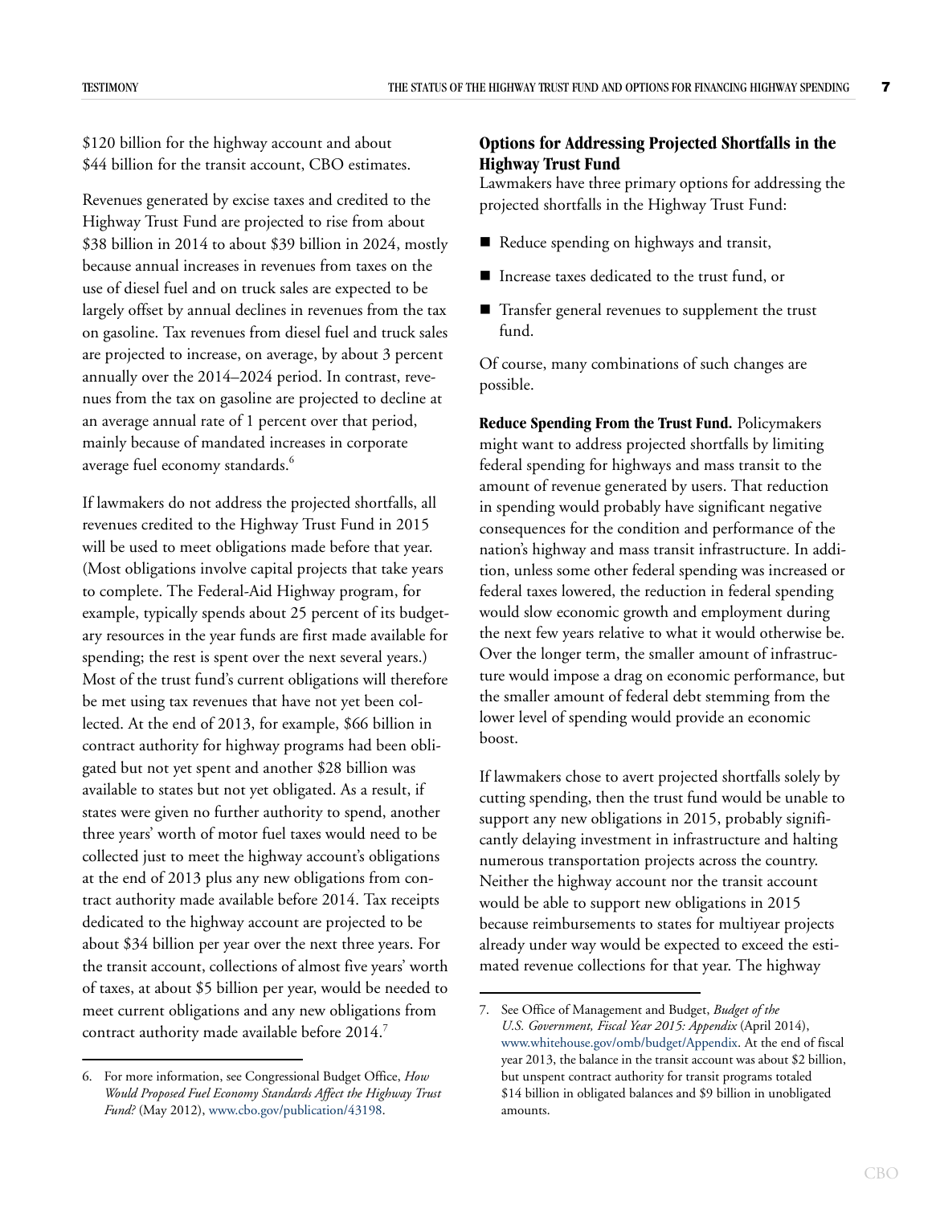$120 billion for the highway account and about $44 billion for the transit account, CBO estimates.

Revenues generated by excise taxes and credited to the Highway Trust Fund are projected to rise from about $38 billion in 2014 to about $39 billion in 2024, mostly because annual increases in revenues from taxes on the use of diesel fuel and on truck sales are expected to be largely offset by annual declines in revenues from the tax on gasoline. Tax revenues from diesel fuel and truck sales are projected to increase, on average, by about 3 percent annually over the 2014–2024 period. In contrast, revenues from the tax on gasoline are projected to decline at an average annual rate of 1 percent over that period, mainly because of mandated increases in corporate average fuel economy standards.[6]

If lawmakers do not address the projected shortfalls, all revenues credited to the Highway Trust Fund in 2015 will be used to meet obligations made before that year. (Most obligations involve capital projects that take years to complete. The Federal-Aid Highway program, for example, typically spends about 25 percent of its budgetary resources in the year funds are first made available for spending; the rest is spent over the next several years.) Most of the trust fund's current obligations will therefore be met using tax revenues that have not yet been collected. At the end of 2013, for example, $66 billion in contract authority for highway programs had been obligated but not yet spent and another $28 billion was available to states but not yet obligated. As a result, if states were given no further authority to spend, another three years' worth of motor fuel taxes would need to be collected just to meet the highway account's obligations at the end of 2013 plus any new obligations from contract authority made available before 2014. Tax receipts dedicated to the highway account are projected to be about $34 billion per year over the next three years. For the transit account, collections of almost five years' worth of taxes, at about $5 billion per year, would be needed to meet current obligations and any new obligations from contract authority made available before 2014.[7]

## Options for Addressing Projected Shortfalls in the Highway Trust Fund

Lawmakers have three primary options for addressing the projected shortfalls in the Highway Trust Fund:

- Reduce spending on highways and transit,
- Increase taxes dedicated to the trust fund, or
- Transfer general revenues to supplement the trust fund.

Of course, many combinations of such changes are possible.

**Reduce Spending From the Trust Fund.** Policymakers might want to address projected shortfalls by limiting federal spending for highways and mass transit to the amount of revenue generated by users. That reduction in spending would probably have significant negative consequences for the condition and performance of the nation's highway and mass transit infrastructure. In addition, unless some other federal spending was increased or federal taxes lowered, the reduction in federal spending would slow economic growth and employment during the next few years relative to what it would otherwise be. Over the longer term, the smaller amount of infrastructure would impose a drag on economic performance, but the smaller amount of federal debt stemming from the lower level of spending would provide an economic boost.

If lawmakers chose to avert projected shortfalls solely by cutting spending, then the trust fund would be unable to support any new obligations in 2015, probably significantly delaying investment in infrastructure and halting numerous transportation projects across the country. Neither the highway account nor the transit account would be able to support new obligations in 2015 because reimbursements to states for multiyear projects already under way would be expected to exceed the estimated revenue collections for that year. The highway

---

6. For more information, see Congressional Budget Office, *How Would Proposed Fuel Economy Standards Affect the Highway Trust Fund?* (May 2012), www.cbo.gov/publication/43198.

7. See Office of Management and Budget, *Budget of the U.S. Government, Fiscal Year 2015: Appendix* (April 2014), www.whitehouse.gov/omb/budget/Appendix. At the end of fiscal year 2013, the balance in the transit account was about $2 billion, but unspent contract authority for transit programs totaled $14 billion in obligated balances and $9 billion in unobligated amounts.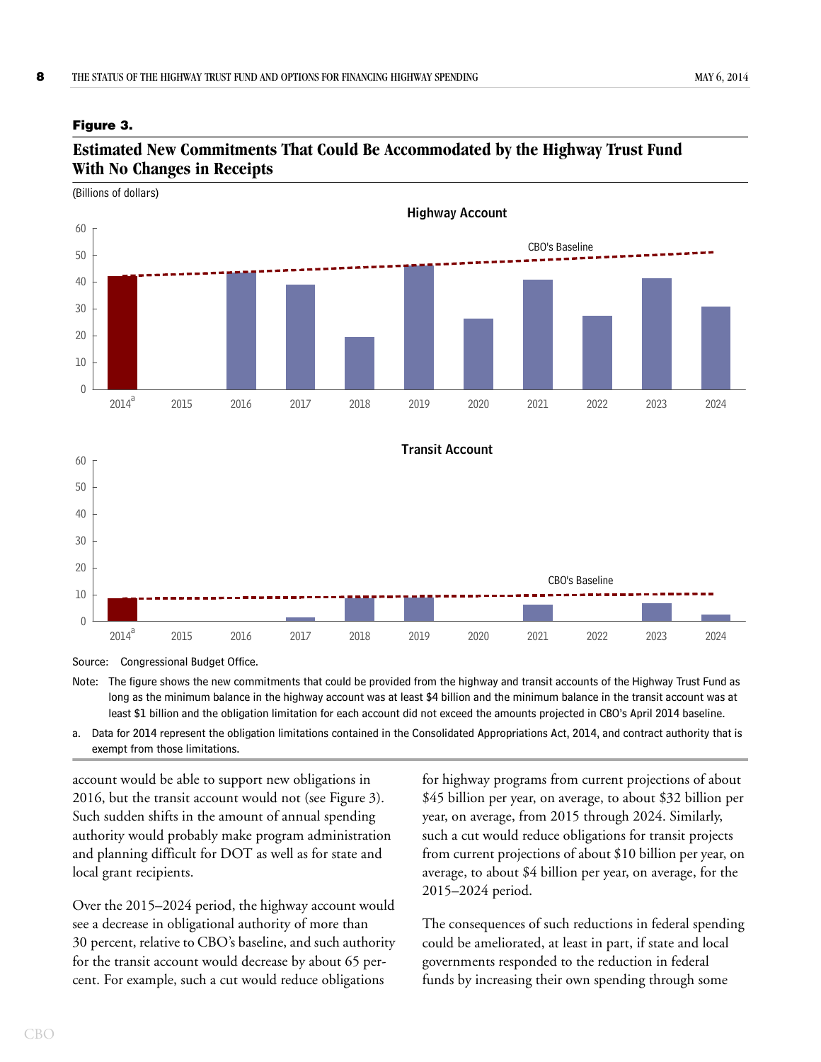**Figure 3.**

## Estimated New Commitments That Could Be Accommodated by the Highway Trust Fund With No Changes in Receipts

(Billions of dollars)

Source: Congressional Budget Office.

Note: The figure shows the new commitments that could be provided from the highway and transit accounts of the Highway Trust Fund as long as the minimum balance in the highway account was at least $4 billion and the minimum balance in the transit account was at least $1 billion and the obligation limitation for each account did not exceed the amounts projected in CBO's April 2014 baseline.

a. Data for 2014 represent the obligation limitations contained in the Consolidated Appropriations Act, 2014, and contract authority that is exempt from those limitations.

account would be able to support new obligations in 2016, but the transit account would not (see Figure 3). Such sudden shifts in the amount of annual spending authority would probably make program administration and planning difficult for DOT as well as for state and local grant recipients.

Over the 2015–2024 period, the highway account would see a decrease in obligational authority of more than 30 percent, relative to CBO's baseline, and such authority for the transit account would decrease by about 65 percent. For example, such a cut would reduce obligations for highway programs from current projections of about $45 billion per year, on average, to about $32 billion per year, on average, from 2015 through 2024. Similarly, such a cut would reduce obligations for transit projects from current projections of about $10 billion per year, on average, to about $4 billion per year, on average, for the 2015–2024 period.

The consequences of such reductions in federal spending could be ameliorated, at least in part, if state and local governments responded to the reduction in federal funds by increasing their own spending through some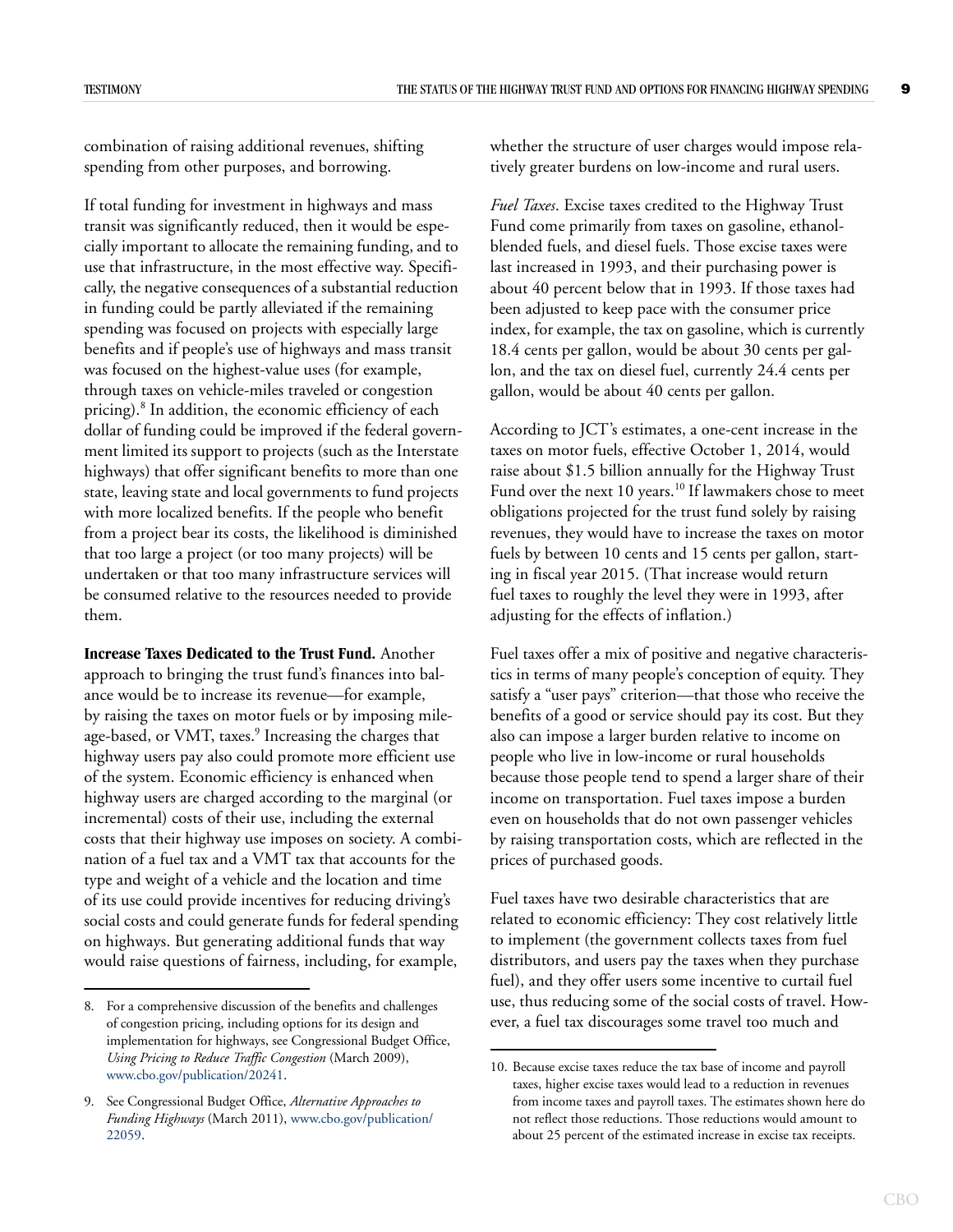combination of raising additional revenues, shifting spending from other purposes, and borrowing.

If total funding for investment in highways and mass transit was significantly reduced, then it would be especially important to allocate the remaining funding, and to use that infrastructure, in the most effective way. Specifically, the negative consequences of a substantial reduction in funding could be partly alleviated if the remaining spending was focused on projects with especially large benefits and if people's use of highways and mass transit was focused on the highest-value uses (for example, through taxes on vehicle-miles traveled or congestion pricing).[8] In addition, the economic efficiency of each dollar of funding could be improved if the federal government limited its support to projects (such as the Interstate highways) that offer significant benefits to more than one state, leaving state and local governments to fund projects with more localized benefits. If the people who benefit from a project bear its costs, the likelihood is diminished that too large a project (or too many projects) will be undertaken or that too many infrastructure services will be consumed relative to the resources needed to provide them.

**Increase Taxes Dedicated to the Trust Fund.** Another approach to bringing the trust fund's finances into balance would be to increase its revenue—for example, by raising the taxes on motor fuels or by imposing mileage-based, or VMT, taxes.[9] Increasing the charges that highway users pay also could promote more efficient use of the system. Economic efficiency is enhanced when highway users are charged according to the marginal (or incremental) costs of their use, including the external costs that their highway use imposes on society. A combination of a fuel tax and a VMT tax that accounts for the type and weight of a vehicle and the location and time of its use could provide incentives for reducing driving's social costs and could generate funds for federal spending on highways. But generating additional funds that way would raise questions of fairness, including, for example, whether the structure of user charges would impose relatively greater burdens on low-income and rural users.

*Fuel Taxes*. Excise taxes credited to the Highway Trust Fund come primarily from taxes on gasoline, ethanol-blended fuels, and diesel fuels. Those excise taxes were last increased in 1993, and their purchasing power is about 40 percent below that in 1993. If those taxes had been adjusted to keep pace with the consumer price index, for example, the tax on gasoline, which is currently 18.4 cents per gallon, would be about 30 cents per gallon, and the tax on diesel fuel, currently 24.4 cents per gallon, would be about 40 cents per gallon.

According to JCT's estimates, a one-cent increase in the taxes on motor fuels, effective October 1, 2014, would raise about $1.5 billion annually for the Highway Trust Fund over the next 10 years.[10] If lawmakers chose to meet obligations projected for the trust fund solely by raising revenues, they would have to increase the taxes on motor fuels by between 10 cents and 15 cents per gallon, starting in fiscal year 2015. (That increase would return fuel taxes to roughly the level they were in 1993, after adjusting for the effects of inflation.)

Fuel taxes offer a mix of positive and negative characteristics in terms of many people's conception of equity. They satisfy a "user pays" criterion—that those who receive the benefits of a good or service should pay its cost. But they also can impose a larger burden relative to income on people who live in low-income or rural households because those people tend to spend a larger share of their income on transportation. Fuel taxes impose a burden even on households that do not own passenger vehicles by raising transportation costs, which are reflected in the prices of purchased goods.

Fuel taxes have two desirable characteristics that are related to economic efficiency: They cost relatively little to implement (the government collects taxes from fuel distributors, and users pay the taxes when they purchase fuel), and they offer users some incentive to curtail fuel use, thus reducing some of the social costs of travel. However, a fuel tax discourages some travel too much and

---

8. For a comprehensive discussion of the benefits and challenges of congestion pricing, including options for its design and implementation for highways, see Congressional Budget Office, *Using Pricing to Reduce Traffic Congestion* (March 2009), www.cbo.gov/publication/20241.

9. See Congressional Budget Office, *Alternative Approaches to Funding Highways* (March 2011), www.cbo.gov/publication/22059.

10. Because excise taxes reduce the tax base of income and payroll taxes, higher excise taxes would lead to a reduction in revenues from income taxes and payroll taxes. The estimates shown here do not reflect those reductions. Those reductions would amount to about 25 percent of the estimated increase in excise tax receipts.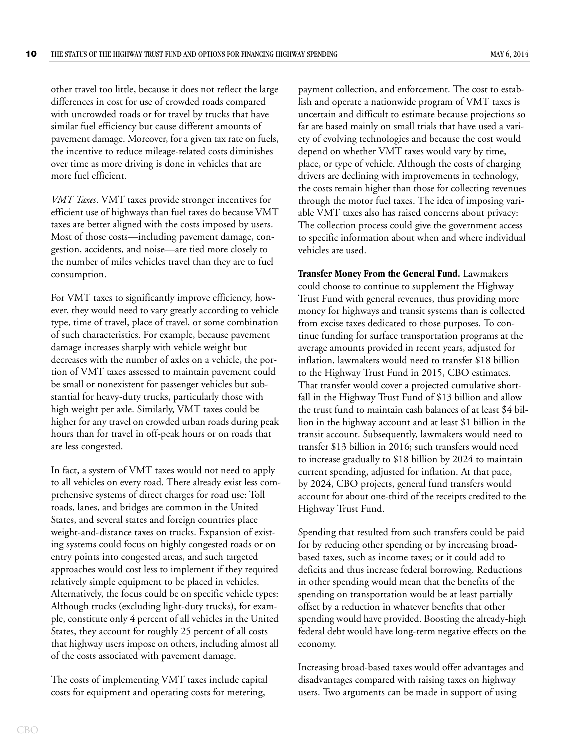other travel too little, because it does not reflect the large differences in cost for use of crowded roads compared with uncrowded roads or for travel by trucks that have similar fuel efficiency but cause different amounts of pavement damage. Moreover, for a given tax rate on fuels, the incentive to reduce mileage-related costs diminishes over time as more driving is done in vehicles that are more fuel efficient.

*VMT Taxes*. VMT taxes provide stronger incentives for efficient use of highways than fuel taxes do because VMT taxes are better aligned with the costs imposed by users. Most of those costs—including pavement damage, congestion, accidents, and noise—are tied more closely to the number of miles vehicles travel than they are to fuel consumption.

For VMT taxes to significantly improve efficiency, however, they would need to vary greatly according to vehicle type, time of travel, place of travel, or some combination of such characteristics. For example, because pavement damage increases sharply with vehicle weight but decreases with the number of axles on a vehicle, the portion of VMT taxes assessed to maintain pavement could be small or nonexistent for passenger vehicles but substantial for heavy-duty trucks, particularly those with high weight per axle. Similarly, VMT taxes could be higher for any travel on crowded urban roads during peak hours than for travel in off-peak hours or on roads that are less congested.

In fact, a system of VMT taxes would not need to apply to all vehicles on every road. There already exist less comprehensive systems of direct charges for road use: Toll roads, lanes, and bridges are common in the United States, and several states and foreign countries place weight-and-distance taxes on trucks. Expansion of existing systems could focus on highly congested roads or on entry points into congested areas, and such targeted approaches would cost less to implement if they required relatively simple equipment to be placed in vehicles. Alternatively, the focus could be on specific vehicle types: Although trucks (excluding light-duty trucks), for example, constitute only 4 percent of all vehicles in the United States, they account for roughly 25 percent of all costs that highway users impose on others, including almost all of the costs associated with pavement damage.

The costs of implementing VMT taxes include capital costs for equipment and operating costs for metering, payment collection, and enforcement. The cost to establish and operate a nationwide program of VMT taxes is uncertain and difficult to estimate because projections so far are based mainly on small trials that have used a variety of evolving technologies and because the cost would depend on whether VMT taxes would vary by time, place, or type of vehicle. Although the costs of charging drivers are declining with improvements in technology, the costs remain higher than those for collecting revenues through the motor fuel taxes. The idea of imposing variable VMT taxes also has raised concerns about privacy: The collection process could give the government access to specific information about when and where individual vehicles are used.

**Transfer Money From the General Fund.** Lawmakers could choose to continue to supplement the Highway Trust Fund with general revenues, thus providing more money for highways and transit systems than is collected from excise taxes dedicated to those purposes. To continue funding for surface transportation programs at the average amounts provided in recent years, adjusted for inflation, lawmakers would need to transfer $18 billion to the Highway Trust Fund in 2015, CBO estimates. That transfer would cover a projected cumulative shortfall in the Highway Trust Fund of $13 billion and allow the trust fund to maintain cash balances of at least $4 billion in the highway account and at least $1 billion in the transit account. Subsequently, lawmakers would need to transfer $13 billion in 2016; such transfers would need to increase gradually to $18 billion by 2024 to maintain current spending, adjusted for inflation. At that pace, by 2024, CBO projects, general fund transfers would account for about one-third of the receipts credited to the Highway Trust Fund.

Spending that resulted from such transfers could be paid for by reducing other spending or by increasing broad-based taxes, such as income taxes; or it could add to deficits and thus increase federal borrowing. Reductions in other spending would mean that the benefits of the spending on transportation would be at least partially offset by a reduction in whatever benefits that other spending would have provided. Boosting the already-high federal debt would have long-term negative effects on the economy.

Increasing broad-based taxes would offer advantages and disadvantages compared with raising taxes on highway users. Two arguments can be made in support of using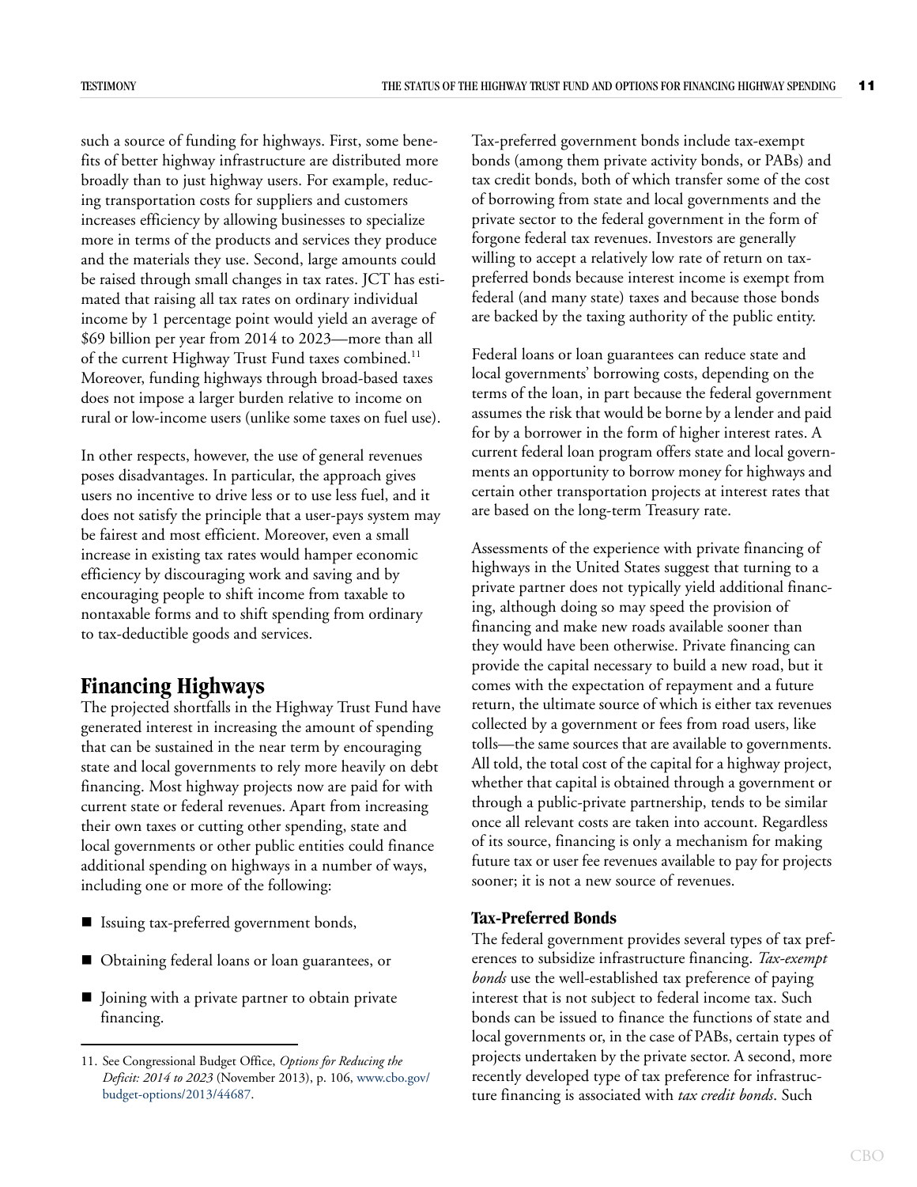such a source of funding for highways. First, some benefits of better highway infrastructure are distributed more broadly than to just highway users. For example, reducing transportation costs for suppliers and customers increases efficiency by allowing businesses to specialize more in terms of the products and services they produce and the materials they use. Second, large amounts could be raised through small changes in tax rates. JCT has estimated that raising all tax rates on ordinary individual income by 1 percentage point would yield an average of $69 billion per year from 2014 to 2023—more than all of the current Highway Trust Fund taxes combined.[11] Moreover, funding highways through broad-based taxes does not impose a larger burden relative to income on rural or low-income users (unlike some taxes on fuel use).

In other respects, however, the use of general revenues poses disadvantages. In particular, the approach gives users no incentive to drive less or to use less fuel, and it does not satisfy the principle that a user-pays system may be fairest and most efficient. Moreover, even a small increase in existing tax rates would hamper economic efficiency by discouraging work and saving and by encouraging people to shift income from taxable to nontaxable forms and to shift spending from ordinary to tax-deductible goods and services.

## Financing Highways

The projected shortfalls in the Highway Trust Fund have generated interest in increasing the amount of spending that can be sustained in the near term by encouraging state and local governments to rely more heavily on debt financing. Most highway projects now are paid for with current state or federal revenues. Apart from increasing their own taxes or cutting other spending, state and local governments or other public entities could finance additional spending on highways in a number of ways, including one or more of the following:

- Issuing tax-preferred government bonds,
- Obtaining federal loans or loan guarantees, or
- Joining with a private partner to obtain private financing.

Tax-preferred government bonds include tax-exempt bonds (among them private activity bonds, or PABs) and tax credit bonds, both of which transfer some of the cost of borrowing from state and local governments and the private sector to the federal government in the form of forgone federal tax revenues. Investors are generally willing to accept a relatively low rate of return on tax-preferred bonds because interest income is exempt from federal (and many state) taxes and because those bonds are backed by the taxing authority of the public entity.

Federal loans or loan guarantees can reduce state and local governments' borrowing costs, depending on the terms of the loan, in part because the federal government assumes the risk that would be borne by a lender and paid for by a borrower in the form of higher interest rates. A current federal loan program offers state and local governments an opportunity to borrow money for highways and certain other transportation projects at interest rates that are based on the long-term Treasury rate.

Assessments of the experience with private financing of highways in the United States suggest that turning to a private partner does not typically yield additional financing, although doing so may speed the provision of financing and make new roads available sooner than they would have been otherwise. Private financing can provide the capital necessary to build a new road, but it comes with the expectation of repayment and a future return, the ultimate source of which is either tax revenues collected by a government or fees from road users, like tolls—the same sources that are available to governments. All told, the total cost of the capital for a highway project, whether that capital is obtained through a government or through a public-private partnership, tends to be similar once all relevant costs are taken into account. Regardless of its source, financing is only a mechanism for making future tax or user fee revenues available to pay for projects sooner; it is not a new source of revenues.

### Tax-Preferred Bonds

The federal government provides several types of tax preferences to subsidize infrastructure financing. *Tax-exempt bonds* use the well-established tax preference of paying interest that is not subject to federal income tax. Such bonds can be issued to finance the functions of state and local governments or, in the case of PABs, certain types of projects undertaken by the private sector. A second, more recently developed type of tax preference for infrastructure financing is associated with *tax credit bonds*. Such

11. See Congressional Budget Office, *Options for Reducing the Deficit: 2014 to 2023* (November 2013), p. 106, www.cbo.gov/budget-options/2013/44687.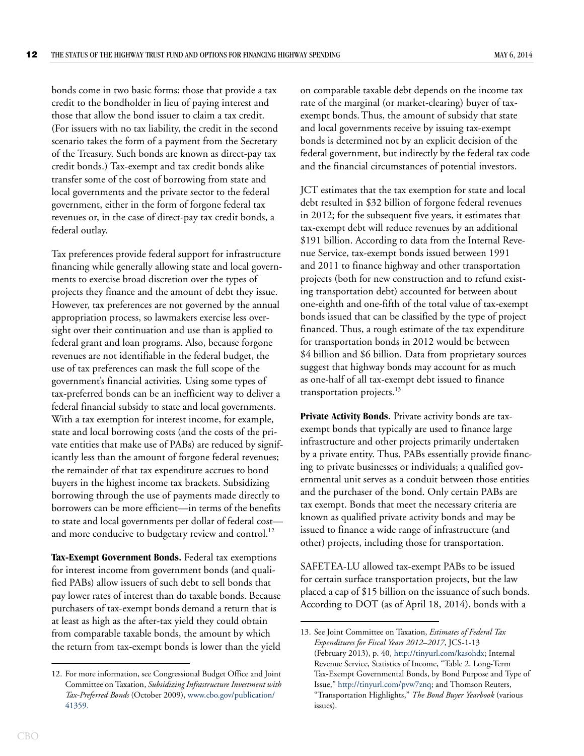bonds come in two basic forms: those that provide a tax credit to the bondholder in lieu of paying interest and those that allow the bond issuer to claim a tax credit. (For issuers with no tax liability, the credit in the second scenario takes the form of a payment from the Secretary of the Treasury. Such bonds are known as direct-pay tax credit bonds.) Tax-exempt and tax credit bonds alike transfer some of the cost of borrowing from state and local governments and the private sector to the federal government, either in the form of forgone federal tax revenues or, in the case of direct-pay tax credit bonds, a federal outlay.

Tax preferences provide federal support for infrastructure financing while generally allowing state and local governments to exercise broad discretion over the types of projects they finance and the amount of debt they issue. However, tax preferences are not governed by the annual appropriation process, so lawmakers exercise less oversight over their continuation and use than is applied to federal grant and loan programs. Also, because forgone revenues are not identifiable in the federal budget, the use of tax preferences can mask the full scope of the government's financial activities. Using some types of tax-preferred bonds can be an inefficient way to deliver a federal financial subsidy to state and local governments. With a tax exemption for interest income, for example, state and local borrowing costs (and the costs of the private entities that make use of PABs) are reduced by significantly less than the amount of forgone federal revenues; the remainder of that tax expenditure accrues to bond buyers in the highest income tax brackets. Subsidizing borrowing through the use of payments made directly to borrowers can be more efficient—in terms of the benefits to state and local governments per dollar of federal cost—and more conducive to budgetary review and control.[12]

**Tax-Exempt Government Bonds.** Federal tax exemptions for interest income from government bonds (and qualified PABs) allow issuers of such debt to sell bonds that pay lower rates of interest than do taxable bonds. Because purchasers of tax-exempt bonds demand a return that is at least as high as the after-tax yield they could obtain from comparable taxable bonds, the amount by which the return from tax-exempt bonds is lower than the yield on comparable taxable debt depends on the income tax rate of the marginal (or market-clearing) buyer of tax-exempt bonds. Thus, the amount of subsidy that state and local governments receive by issuing tax-exempt bonds is determined not by an explicit decision of the federal government, but indirectly by the federal tax code and the financial circumstances of potential investors.

JCT estimates that the tax exemption for state and local debt resulted in $32 billion of forgone federal revenues in 2012; for the subsequent five years, it estimates that tax-exempt debt will reduce revenues by an additional $191 billion. According to data from the Internal Revenue Service, tax-exempt bonds issued between 1991 and 2011 to finance highway and other transportation projects (both for new construction and to refund existing transportation debt) accounted for between about one-eighth and one-fifth of the total value of tax-exempt bonds issued that can be classified by the type of project financed. Thus, a rough estimate of the tax expenditure for transportation bonds in 2012 would be between $4 billion and $6 billion. Data from proprietary sources suggest that highway bonds may account for as much as one-half of all tax-exempt debt issued to finance transportation projects.[13]

**Private Activity Bonds.** Private activity bonds are tax-exempt bonds that typically are used to finance large infrastructure and other projects primarily undertaken by a private entity. Thus, PABs essentially provide financing to private businesses or individuals; a qualified governmental unit serves as a conduit between those entities and the purchaser of the bond. Only certain PABs are tax exempt. Bonds that meet the necessary criteria are known as qualified private activity bonds and may be issued to finance a wide range of infrastructure (and other) projects, including those for transportation.

SAFETEA-LU allowed tax-exempt PABs to be issued for certain surface transportation projects, but the law placed a cap of $15 billion on the issuance of such bonds. According to DOT (as of April 18, 2014), bonds with a

---

12. For more information, see Congressional Budget Office and Joint Committee on Taxation, *Subsidizing Infrastructure Investment with Tax-Preferred Bonds* (October 2009), www.cbo.gov/publication/41359.

13. See Joint Committee on Taxation, *Estimates of Federal Tax Expenditures for Fiscal Years 2012–2017*, JCS-1-13 (February 2013), p. 40, http://tinyurl.com/kasohdx; Internal Revenue Service, Statistics of Income, "Table 2. Long-Term Tax-Exempt Governmental Bonds, by Bond Purpose and Type of Issue," http://tinyurl.com/pvw7znq; and Thomson Reuters, "Transportation Highlights," *The Bond Buyer Yearbook* (various issues).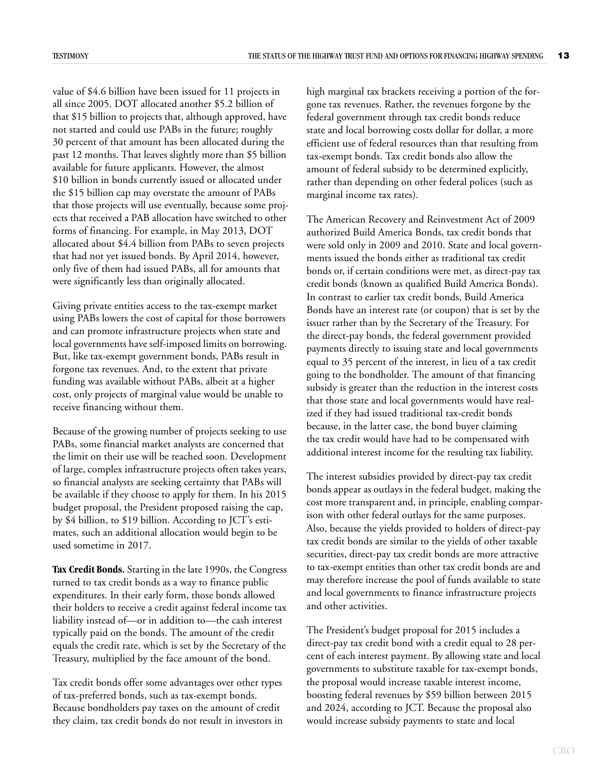value of $4.6 billion have been issued for 11 projects in all since 2005. DOT allocated another $5.2 billion of that $15 billion to projects that, although approved, have not started and could use PABs in the future; roughly 30 percent of that amount has been allocated during the past 12 months. That leaves slightly more than $5 billion available for future applicants. However, the almost $10 billion in bonds currently issued or allocated under the $15 billion cap may overstate the amount of PABs that those projects will use eventually, because some projects that received a PAB allocation have switched to other forms of financing. For example, in May 2013, DOT allocated about $4.4 billion from PABs to seven projects that had not yet issued bonds. By April 2014, however, only five of them had issued PABs, all for amounts that were significantly less than originally allocated.

Giving private entities access to the tax-exempt market using PABs lowers the cost of capital for those borrowers and can promote infrastructure projects when state and local governments have self-imposed limits on borrowing. But, like tax-exempt government bonds, PABs result in forgone tax revenues. And, to the extent that private funding was available without PABs, albeit at a higher cost, only projects of marginal value would be unable to receive financing without them.

Because of the growing number of projects seeking to use PABs, some financial market analysts are concerned that the limit on their use will be reached soon. Development of large, complex infrastructure projects often takes years, so financial analysts are seeking certainty that PABs will be available if they choose to apply for them. In his 2015 budget proposal, the President proposed raising the cap, by $4 billion, to $19 billion. According to JCT's estimates, such an additional allocation would begin to be used sometime in 2017.

**Tax Credit Bonds.** Starting in the late 1990s, the Congress turned to tax credit bonds as a way to finance public expenditures. In their early form, those bonds allowed their holders to receive a credit against federal income tax liability instead of—or in addition to—the cash interest typically paid on the bonds. The amount of the credit equals the credit rate, which is set by the Secretary of the Treasury, multiplied by the face amount of the bond.

Tax credit bonds offer some advantages over other types of tax-preferred bonds, such as tax-exempt bonds. Because bondholders pay taxes on the amount of credit they claim, tax credit bonds do not result in investors in high marginal tax brackets receiving a portion of the forgone tax revenues. Rather, the revenues forgone by the federal government through tax credit bonds reduce state and local borrowing costs dollar for dollar, a more efficient use of federal resources than that resulting from tax-exempt bonds. Tax credit bonds also allow the amount of federal subsidy to be determined explicitly, rather than depending on other federal polices (such as marginal income tax rates).

The American Recovery and Reinvestment Act of 2009 authorized Build America Bonds, tax credit bonds that were sold only in 2009 and 2010. State and local governments issued the bonds either as traditional tax credit bonds or, if certain conditions were met, as direct-pay tax credit bonds (known as qualified Build America Bonds). In contrast to earlier tax credit bonds, Build America Bonds have an interest rate (or coupon) that is set by the issuer rather than by the Secretary of the Treasury. For the direct-pay bonds, the federal government provided payments directly to issuing state and local governments equal to 35 percent of the interest, in lieu of a tax credit going to the bondholder. The amount of that financing subsidy is greater than the reduction in the interest costs that those state and local governments would have realized if they had issued traditional tax-credit bonds because, in the latter case, the bond buyer claiming the tax credit would have had to be compensated with additional interest income for the resulting tax liability.

The interest subsidies provided by direct-pay tax credit bonds appear as outlays in the federal budget, making the cost more transparent and, in principle, enabling comparison with other federal outlays for the same purposes. Also, because the yields provided to holders of direct-pay tax credit bonds are similar to the yields of other taxable securities, direct-pay tax credit bonds are more attractive to tax-exempt entities than other tax credit bonds are and may therefore increase the pool of funds available to state and local governments to finance infrastructure projects and other activities.

The President's budget proposal for 2015 includes a direct-pay tax credit bond with a credit equal to 28 percent of each interest payment. By allowing state and local governments to substitute taxable for tax-exempt bonds, the proposal would increase taxable interest income, boosting federal revenues by $59 billion between 2015 and 2024, according to JCT. Because the proposal also would increase subsidy payments to state and local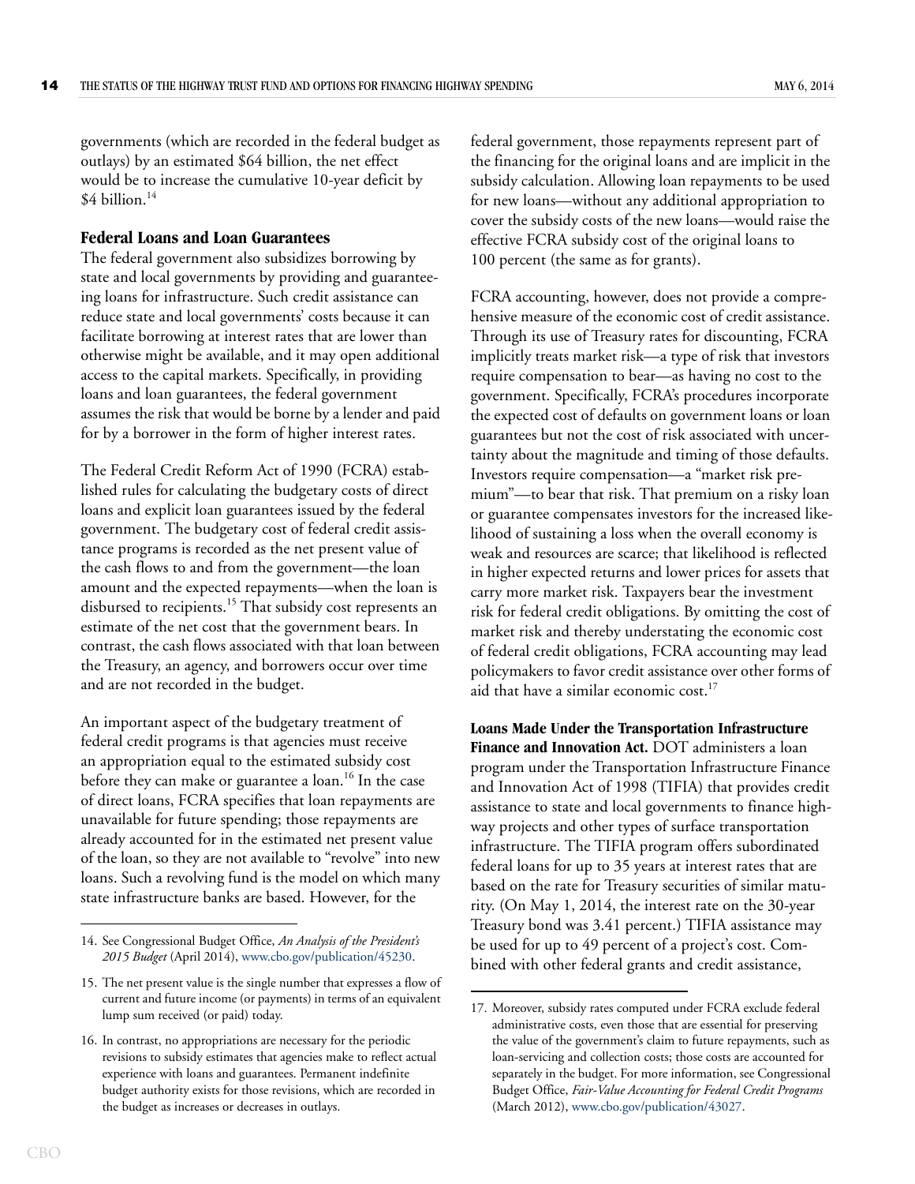governments (which are recorded in the federal budget as outlays) by an estimated $64 billion, the net effect would be to increase the cumulative 10-year deficit by $4 billion.[14]

### Federal Loans and Loan Guarantees

The federal government also subsidizes borrowing by state and local governments by providing and guaranteeing loans for infrastructure. Such credit assistance can reduce state and local governments' costs because it can facilitate borrowing at interest rates that are lower than otherwise might be available, and it may open additional access to the capital markets. Specifically, in providing loans and loan guarantees, the federal government assumes the risk that would be borne by a lender and paid for by a borrower in the form of higher interest rates.

The Federal Credit Reform Act of 1990 (FCRA) established rules for calculating the budgetary costs of direct loans and explicit loan guarantees issued by the federal government. The budgetary cost of federal credit assistance programs is recorded as the net present value of the cash flows to and from the government—the loan amount and the expected repayments—when the loan is disbursed to recipients.[15] That subsidy cost represents an estimate of the net cost that the government bears. In contrast, the cash flows associated with that loan between the Treasury, an agency, and borrowers occur over time and are not recorded in the budget.

An important aspect of the budgetary treatment of federal credit programs is that agencies must receive an appropriation equal to the estimated subsidy cost before they can make or guarantee a loan.[16] In the case of direct loans, FCRA specifies that loan repayments are unavailable for future spending; those repayments are already accounted for in the estimated net present value of the loan, so they are not available to "revolve" into new loans. Such a revolving fund is the model on which many state infrastructure banks are based. However, for the federal government, those repayments represent part of the financing for the original loans and are implicit in the subsidy calculation. Allowing loan repayments to be used for new loans—without any additional appropriation to cover the subsidy costs of the new loans—would raise the effective FCRA subsidy cost of the original loans to 100 percent (the same as for grants).

FCRA accounting, however, does not provide a comprehensive measure of the economic cost of credit assistance. Through its use of Treasury rates for discounting, FCRA implicitly treats market risk—a type of risk that investors require compensation to bear—as having no cost to the government. Specifically, FCRA's procedures incorporate the expected cost of defaults on government loans or loan guarantees but not the cost of risk associated with uncertainty about the magnitude and timing of those defaults. Investors require compensation—a "market risk premium"—to bear that risk. That premium on a risky loan or guarantee compensates investors for the increased likelihood of sustaining a loss when the overall economy is weak and resources are scarce; that likelihood is reflected in higher expected returns and lower prices for assets that carry more market risk. Taxpayers bear the investment risk for federal credit obligations. By omitting the cost of market risk and thereby understating the economic cost of federal credit obligations, FCRA accounting may lead policymakers to favor credit assistance over other forms of aid that have a similar economic cost.[17]

**Loans Made Under the Transportation Infrastructure Finance and Innovation Act.** DOT administers a loan program under the Transportation Infrastructure Finance and Innovation Act of 1998 (TIFIA) that provides credit assistance to state and local governments to finance highway projects and other types of surface transportation infrastructure. The TIFIA program offers subordinated federal loans for up to 35 years at interest rates that are based on the rate for Treasury securities of similar maturity. (On May 1, 2014, the interest rate on the 30-year Treasury bond was 3.41 percent.) TIFIA assistance may be used for up to 49 percent of a project's cost. Combined with other federal grants and credit assistance,

---

14. See Congressional Budget Office, *An Analysis of the President's 2015 Budget* (April 2014), www.cbo.gov/publication/45230.

15. The net present value is the single number that expresses a flow of current and future income (or payments) in terms of an equivalent lump sum received (or paid) today.

16. In contrast, no appropriations are necessary for the periodic revisions to subsidy estimates that agencies make to reflect actual experience with loans and guarantees. Permanent indefinite budget authority exists for those revisions, which are recorded in the budget as increases or decreases in outlays.

17. Moreover, subsidy rates computed under FCRA exclude federal administrative costs, even those that are essential for preserving the value of the government's claim to future repayments, such as loan-servicing and collection costs; those costs are accounted for separately in the budget. For more information, see Congressional Budget Office, *Fair-Value Accounting for Federal Credit Programs* (March 2012), www.cbo.gov/publication/43027.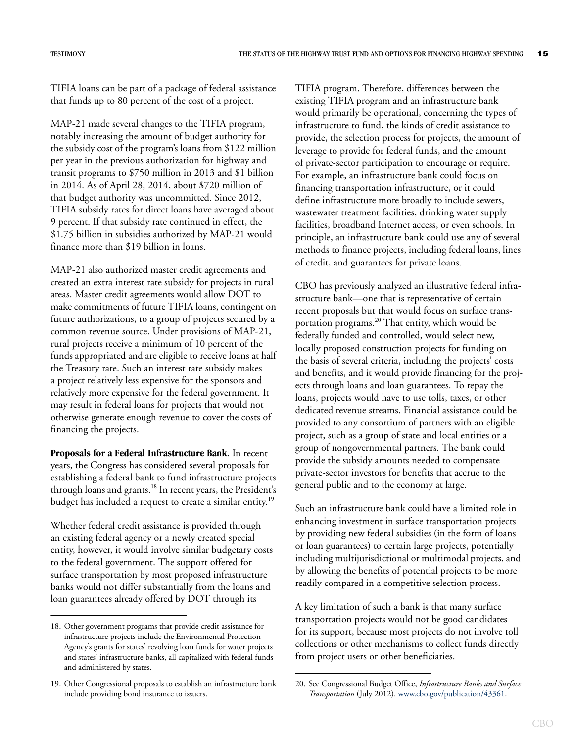TIFIA loans can be part of a package of federal assistance that funds up to 80 percent of the cost of a project.

MAP-21 made several changes to the TIFIA program, notably increasing the amount of budget authority for the subsidy cost of the program's loans from $122 million per year in the previous authorization for highway and transit programs to $750 million in 2013 and $1 billion in 2014. As of April 28, 2014, about $720 million of that budget authority was uncommitted. Since 2012, TIFIA subsidy rates for direct loans have averaged about 9 percent. If that subsidy rate continued in effect, the $1.75 billion in subsidies authorized by MAP-21 would finance more than $19 billion in loans.

MAP-21 also authorized master credit agreements and created an extra interest rate subsidy for projects in rural areas. Master credit agreements would allow DOT to make commitments of future TIFIA loans, contingent on future authorizations, to a group of projects secured by a common revenue source. Under provisions of MAP-21, rural projects receive a minimum of 10 percent of the funds appropriated and are eligible to receive loans at half the Treasury rate. Such an interest rate subsidy makes a project relatively less expensive for the sponsors and relatively more expensive for the federal government. It may result in federal loans for projects that would not otherwise generate enough revenue to cover the costs of financing the projects.

**Proposals for a Federal Infrastructure Bank.** In recent years, the Congress has considered several proposals for establishing a federal bank to fund infrastructure projects through loans and grants.[18] In recent years, the President's budget has included a request to create a similar entity.[19]

Whether federal credit assistance is provided through an existing federal agency or a newly created special entity, however, it would involve similar budgetary costs to the federal government. The support offered for surface transportation by most proposed infrastructure banks would not differ substantially from the loans and loan guarantees already offered by DOT through its TIFIA program. Therefore, differences between the existing TIFIA program and an infrastructure bank would primarily be operational, concerning the types of infrastructure to fund, the kinds of credit assistance to provide, the selection process for projects, the amount of leverage to provide for federal funds, and the amount of private-sector participation to encourage or require. For example, an infrastructure bank could focus on financing transportation infrastructure, or it could define infrastructure more broadly to include sewers, wastewater treatment facilities, drinking water supply facilities, broadband Internet access, or even schools. In principle, an infrastructure bank could use any of several methods to finance projects, including federal loans, lines of credit, and guarantees for private loans.

CBO has previously analyzed an illustrative federal infrastructure bank—one that is representative of certain recent proposals but that would focus on surface transportation programs.[20] That entity, which would be federally funded and controlled, would select new, locally proposed construction projects for funding on the basis of several criteria, including the projects' costs and benefits, and it would provide financing for the projects through loans and loan guarantees. To repay the loans, projects would have to use tolls, taxes, or other dedicated revenue streams. Financial assistance could be provided to any consortium of partners with an eligible project, such as a group of state and local entities or a group of nongovernmental partners. The bank could provide the subsidy amounts needed to compensate private-sector investors for benefits that accrue to the general public and to the economy at large.

Such an infrastructure bank could have a limited role in enhancing investment in surface transportation projects by providing new federal subsidies (in the form of loans or loan guarantees) to certain large projects, potentially including multijurisdictional or multimodal projects, and by allowing the benefits of potential projects to be more readily compared in a competitive selection process.

A key limitation of such a bank is that many surface transportation projects would not be good candidates for its support, because most projects do not involve toll collections or other mechanisms to collect funds directly from project users or other beneficiaries.

---

18. Other government programs that provide credit assistance for infrastructure projects include the Environmental Protection Agency's grants for states' revolving loan funds for water projects and states' infrastructure banks, all capitalized with federal funds and administered by states.

19. Other Congressional proposals to establish an infrastructure bank include providing bond insurance to issuers.

20. See Congressional Budget Office, *Infrastructure Banks and Surface Transportation* (July 2012). www.cbo.gov/publication/43361.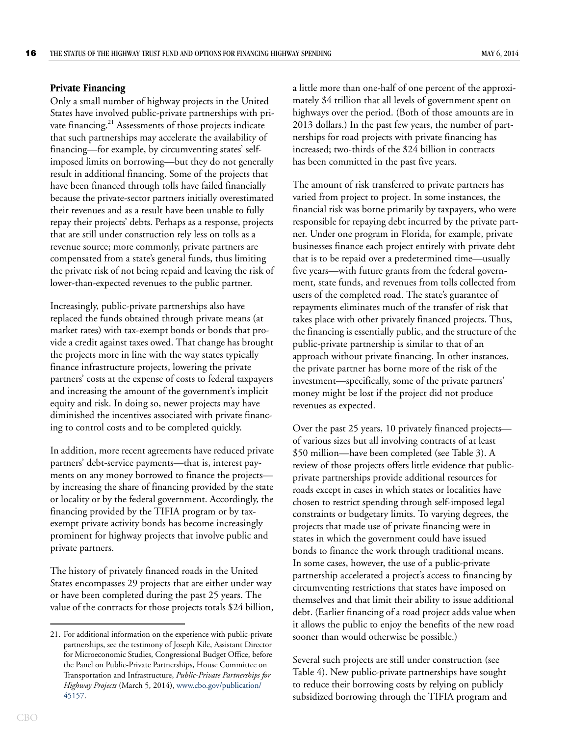## Private Financing

Only a small number of highway projects in the United States have involved public-private partnerships with private financing.[21] Assessments of those projects indicate that such partnerships may accelerate the availability of financing—for example, by circumventing states' self-imposed limits on borrowing—but they do not generally result in additional financing. Some of the projects that have been financed through tolls have failed financially because the private-sector partners initially overestimated their revenues and as a result have been unable to fully repay their projects' debts. Perhaps as a response, projects that are still under construction rely less on tolls as a revenue source; more commonly, private partners are compensated from a state's general funds, thus limiting the private risk of not being repaid and leaving the risk of lower-than-expected revenues to the public partner.

Increasingly, public-private partnerships also have replaced the funds obtained through private means (at market rates) with tax-exempt bonds or bonds that provide a credit against taxes owed. That change has brought the projects more in line with the way states typically finance infrastructure projects, lowering the private partners' costs at the expense of costs to federal taxpayers and increasing the amount of the government's implicit equity and risk. In doing so, newer projects may have diminished the incentives associated with private financing to control costs and to be completed quickly.

In addition, more recent agreements have reduced private partners' debt-service payments—that is, interest payments on any money borrowed to finance the projects—by increasing the share of financing provided by the state or locality or by the federal government. Accordingly, the financing provided by the TIFIA program or by tax-exempt private activity bonds has become increasingly prominent for highway projects that involve public and private partners.

The history of privately financed roads in the United States encompasses 29 projects that are either under way or have been completed during the past 25 years. The value of the contracts for those projects totals $24 billion, a little more than one-half of one percent of the approximately $4 trillion that all levels of government spent on highways over the period. (Both of those amounts are in 2013 dollars.) In the past few years, the number of partnerships for road projects with private financing has increased; two-thirds of the $24 billion in contracts has been committed in the past five years.

The amount of risk transferred to private partners has varied from project to project. In some instances, the financial risk was borne primarily by taxpayers, who were responsible for repaying debt incurred by the private partner. Under one program in Florida, for example, private businesses finance each project entirely with private debt that is to be repaid over a predetermined time—usually five years—with future grants from the federal government, state funds, and revenues from tolls collected from users of the completed road. The state's guarantee of repayments eliminates much of the transfer of risk that takes place with other privately financed projects. Thus, the financing is essentially public, and the structure of the public-private partnership is similar to that of an approach without private financing. In other instances, the private partner has borne more of the risk of the investment—specifically, some of the private partners' money might be lost if the project did not produce revenues as expected.

Over the past 25 years, 10 privately financed projects—of various sizes but all involving contracts of at least $50 million—have been completed (see Table 3). A review of those projects offers little evidence that public-private partnerships provide additional resources for roads except in cases in which states or localities have chosen to restrict spending through self-imposed legal constraints or budgetary limits. To varying degrees, the projects that made use of private financing were in states in which the government could have issued bonds to finance the work through traditional means. In some cases, however, the use of a public-private partnership accelerated a project's access to financing by circumventing restrictions that states have imposed on themselves and that limit their ability to issue additional debt. (Earlier financing of a road project adds value when it allows the public to enjoy the benefits of the new road sooner than would otherwise be possible.)

Several such projects are still under construction (see Table 4). New public-private partnerships have sought to reduce their borrowing costs by relying on publicly subsidized borrowing through the TIFIA program and

---

21. For additional information on the experience with public-private partnerships, see the testimony of Joseph Kile, Assistant Director for Microeconomic Studies, Congressional Budget Office, before the Panel on Public-Private Partnerships, House Committee on Transportation and Infrastructure, *Public-Private Partnerships for Highway Projects* (March 5, 2014), www.cbo.gov/publication/45157.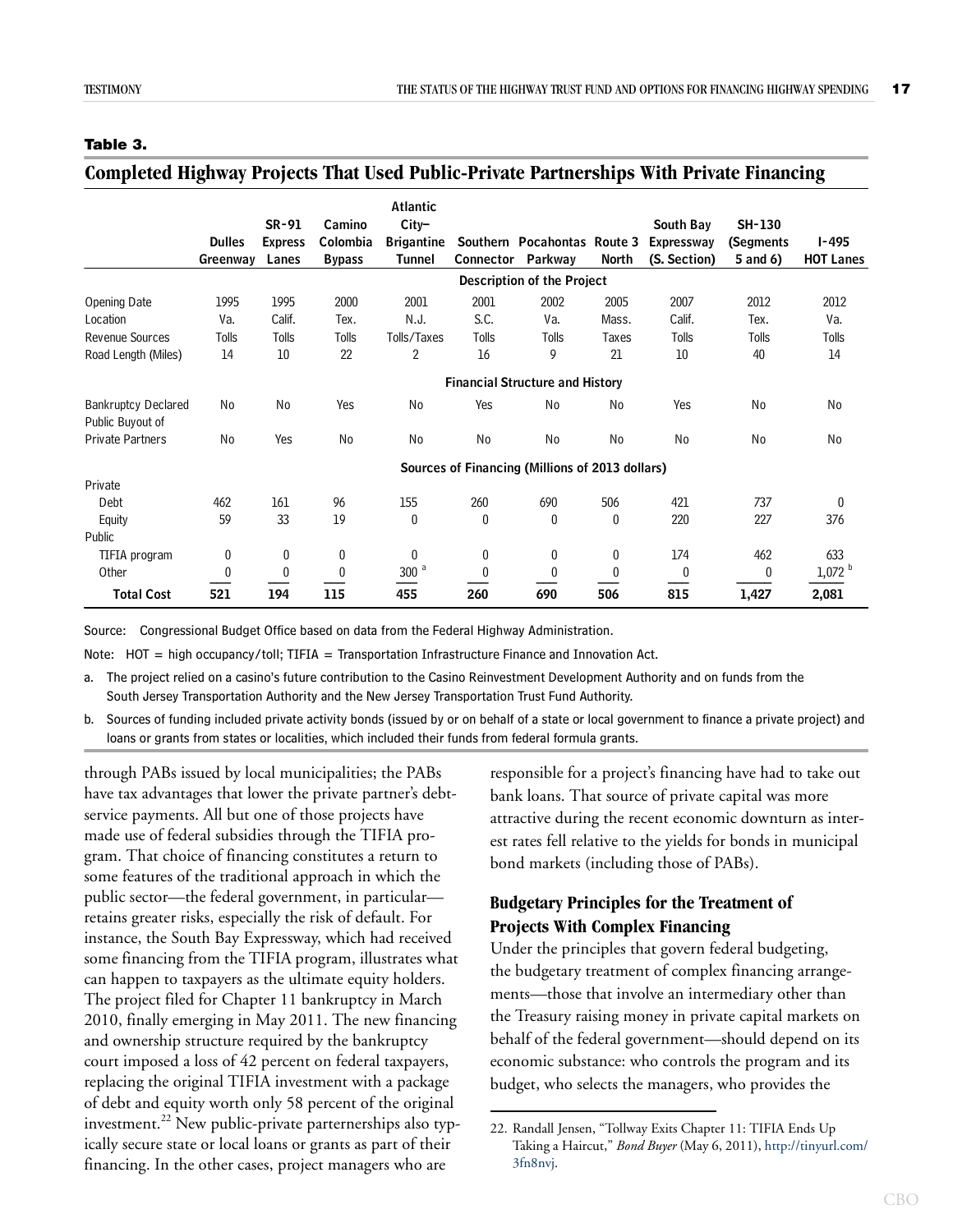**Table 3.**

## Completed Highway Projects That Used Public-Private Partnerships With Private Financing

| | Dulles Greenway | SR-91 Express Lanes | Camino Colombia Bypass | Atlantic City–Brigantine Tunnel | Southern Connector | Pocahontas Parkway | Route 3 North | South Bay Expressway (S. Section) | SH-130 (Segments 5 and 6) | I-495 HOT Lanes |
|---|---|---|---|---|---|---|---|---|---|---|
| **Description of the Project** | | | | | | | | | | |
| Opening Date | 1995 | 1995 | 2000 | 2001 | 2001 | 2002 | 2005 | 2007 | 2012 | 2012 |
| Location | Va. | Calif. | Tex. | N.J. | S.C. | Va. | Mass. | Calif. | Tex. | Va. |
| Revenue Sources | Tolls | Tolls | Tolls | Tolls/Taxes | Tolls | Tolls | Taxes | Tolls | Tolls | Tolls |
| Road Length (Miles) | 14 | 10 | 22 | 2 | 16 | 9 | 21 | 10 | 40 | 14 |
| **Financial Structure and History** | | | | | | | | | | |
| Bankruptcy Declared | No | No | Yes | No | Yes | No | No | Yes | No | No |
| Public Buyout of Private Partners | No | Yes | No | No | No | No | No | No | No | No |
| **Sources of Financing (Millions of 2013 dollars)** | | | | | | | | | | |
| Private | | | | | | | | | | |
| Debt | 462 | 161 | 96 | 155 | 260 | 690 | 506 | 421 | 737 | 0 |
| Equity | 59 | 33 | 19 | 0 | 0 | 0 | 0 | 220 | 227 | 376 |
| Public | | | | | | | | | | |
| TIFIA program | 0 | 0 | 0 | 0 | 0 | 0 | 0 | 174 | 462 | 633 |
| Other | 0 | 0 | 0 | 300 [a] | 0 | 0 | 0 | 0 | 0 | 1,072 [b] |
| **Total Cost** | **521** | **194** | **115** | **455** | **260** | **690** | **506** | **815** | **1,427** | **2,081** |

Source: Congressional Budget Office based on data from the Federal Highway Administration.

Note: HOT = high occupancy/toll; TIFIA = Transportation Infrastructure Finance and Innovation Act.

a. The project relied on a casino's future contribution to the Casino Reinvestment Development Authority and on funds from the South Jersey Transportation Authority and the New Jersey Transportation Trust Fund Authority.

b. Sources of funding included private activity bonds (issued by or on behalf of a state or local government to finance a private project) and loans or grants from states or localities, which included their funds from federal formula grants.

through PABs issued by local municipalities; the PABs have tax advantages that lower the private partner's debt-service payments. All but one of those projects have made use of federal subsidies through the TIFIA program. That choice of financing constitutes a return to some features of the traditional approach in which the public sector—the federal government, in particular—retains greater risks, especially the risk of default. For instance, the South Bay Expressway, which had received some financing from the TIFIA program, illustrates what can happen to taxpayers as the ultimate equity holders. The project filed for Chapter 11 bankruptcy in March 2010, finally emerging in May 2011. The new financing and ownership structure required by the bankruptcy court imposed a loss of 42 percent on federal taxpayers, replacing the original TIFIA investment with a package of debt and equity worth only 58 percent of the original investment.[22] New public-private parternerships also typically secure state or local loans or grants as part of their financing. In the other cases, project managers who are responsible for a project's financing have had to take out bank loans. That source of private capital was more attractive during the recent economic downturn as interest rates fell relative to the yields for bonds in municipal bond markets (including those of PABs).

### Budgetary Principles for the Treatment of Projects With Complex Financing

Under the principles that govern federal budgeting, the budgetary treatment of complex financing arrangements—those that involve an intermediary other than the Treasury raising money in private capital markets on behalf of the federal government—should depend on its economic substance: who controls the program and its budget, who selects the managers, who provides the

22. Randall Jensen, "Tollway Exits Chapter 11: TIFIA Ends Up Taking a Haircut," *Bond Buyer* (May 6, 2011), http://tinyurl.com/3fn8nvj.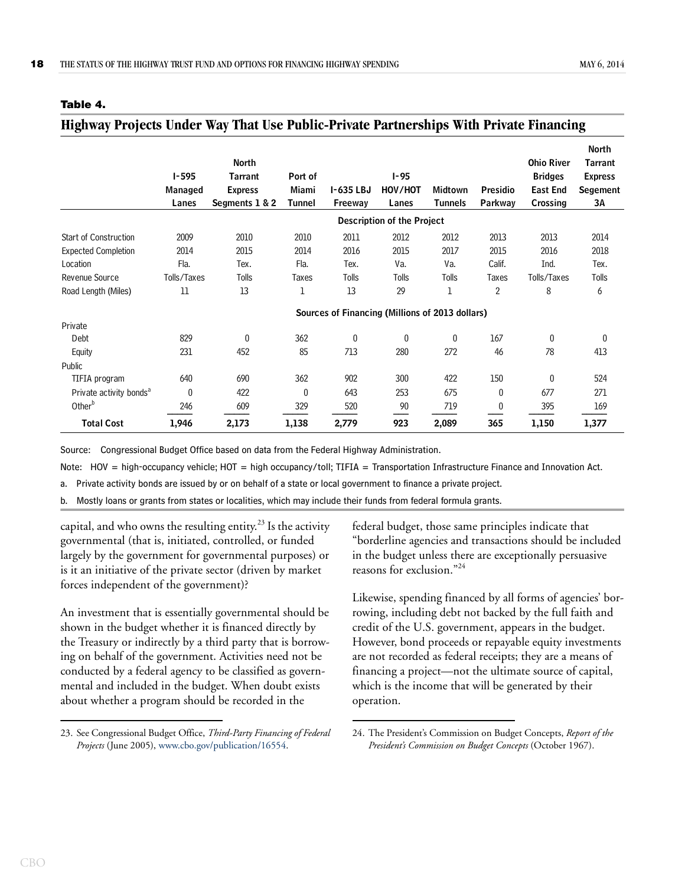**Table 4.**

## Highway Projects Under Way That Use Public-Private Partnerships With Private Financing

| | I-595 Managed Lanes | North Tarrant Express Segments 1 & 2 | Port of Miami Tunnel | I-635 LBJ Freeway | I-95 HOV/HOT Lanes | Midtown Tunnels | Presidio Parkway | Ohio River Bridges East End Crossing | North Tarrant Express Segement 3A |
|---|---|---|---|---|---|---|---|---|---|
| | **Description of the Project** | | | | | | | | |
| Start of Construction | 2009 | 2010 | 2010 | 2011 | 2012 | 2012 | 2013 | 2013 | 2014 |
| Expected Completion | 2014 | 2015 | 2014 | 2016 | 2015 | 2017 | 2015 | 2016 | 2018 |
| Location | Fla. | Tex. | Fla. | Tex. | Va. | Va. | Calif. | Ind. | Tex. |
| Revenue Source | Tolls/Taxes | Tolls | Taxes | Tolls | Tolls | Tolls | Taxes | Tolls/Taxes | Tolls |
| Road Length (Miles) | 11 | 13 | 1 | 13 | 29 | 1 | 2 | 8 | 6 |
| | **Sources of Financing (Millions of 2013 dollars)** | | | | | | | | |
| Private | | | | | | | | | |
| Debt | 829 | 0 | 362 | 0 | 0 | 0 | 167 | 0 | 0 |
| Equity | 231 | 452 | 85 | 713 | 280 | 272 | 46 | 78 | 413 |
| Public | | | | | | | | | |
| TIFIA program | 640 | 690 | 362 | 902 | 300 | 422 | 150 | 0 | 524 |
| Private activity bonds[a] | 0 | 422 | 0 | 643 | 253 | 675 | 0 | 677 | 271 |
| Other[b] | 246 | 609 | 329 | 520 | 90 | 719 | 0 | 395 | 169 |
| **Total Cost** | **1,946** | **2,173** | **1,138** | **2,779** | **923** | **2,089** | **365** | **1,150** | **1,377** |

Source: Congressional Budget Office based on data from the Federal Highway Administration.

Note: HOV = high-occupancy vehicle; HOT = high occupancy/toll; TIFIA = Transportation Infrastructure Finance and Innovation Act.

a. Private activity bonds are issued by or on behalf of a state or local government to finance a private project.

b. Mostly loans or grants from states or localities, which may include their funds from federal formula grants.

capital, and who owns the resulting entity.[23] Is the activity governmental (that is, initiated, controlled, or funded largely by the government for governmental purposes) or is it an initiative of the private sector (driven by market forces independent of the government)?

An investment that is essentially governmental should be shown in the budget whether it is financed directly by the Treasury or indirectly by a third party that is borrowing on behalf of the government. Activities need not be conducted by a federal agency to be classified as governmental and included in the budget. When doubt exists about whether a program should be recorded in the federal budget, those same principles indicate that "borderline agencies and transactions should be included in the budget unless there are exceptionally persuasive reasons for exclusion."[24]

Likewise, spending financed by all forms of agencies' borrowing, including debt not backed by the full faith and credit of the U.S. government, appears in the budget. However, bond proceeds or repayable equity investments are not recorded as federal receipts; they are a means of financing a project—not the ultimate source of capital, which is the income that will be generated by their operation.

23. See Congressional Budget Office, *Third-Party Financing of Federal Projects* (June 2005), www.cbo.gov/publication/16554.

24. The President's Commission on Budget Concepts, *Report of the President's Commission on Budget Concepts* (October 1967).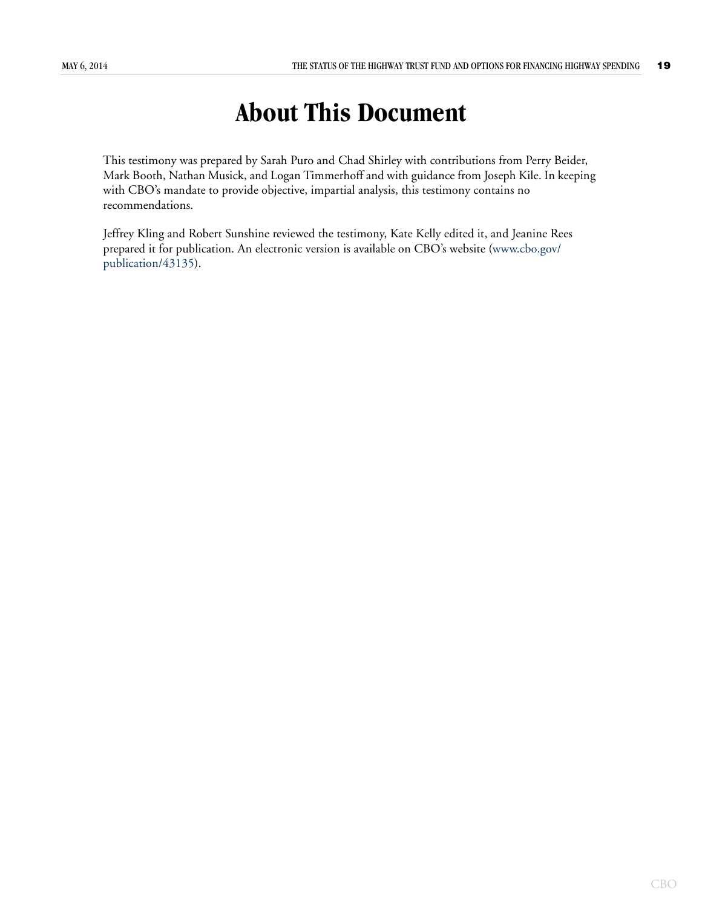# About This Document

This testimony was prepared by Sarah Puro and Chad Shirley with contributions from Perry Beider, Mark Booth, Nathan Musick, and Logan Timmerhoff and with guidance from Joseph Kile. In keeping with CBO's mandate to provide objective, impartial analysis, this testimony contains no recommendations.

Jeffrey Kling and Robert Sunshine reviewed the testimony, Kate Kelly edited it, and Jeanine Rees prepared it for publication. An electronic version is available on CBO's website (www.cbo.gov/publication/43135).